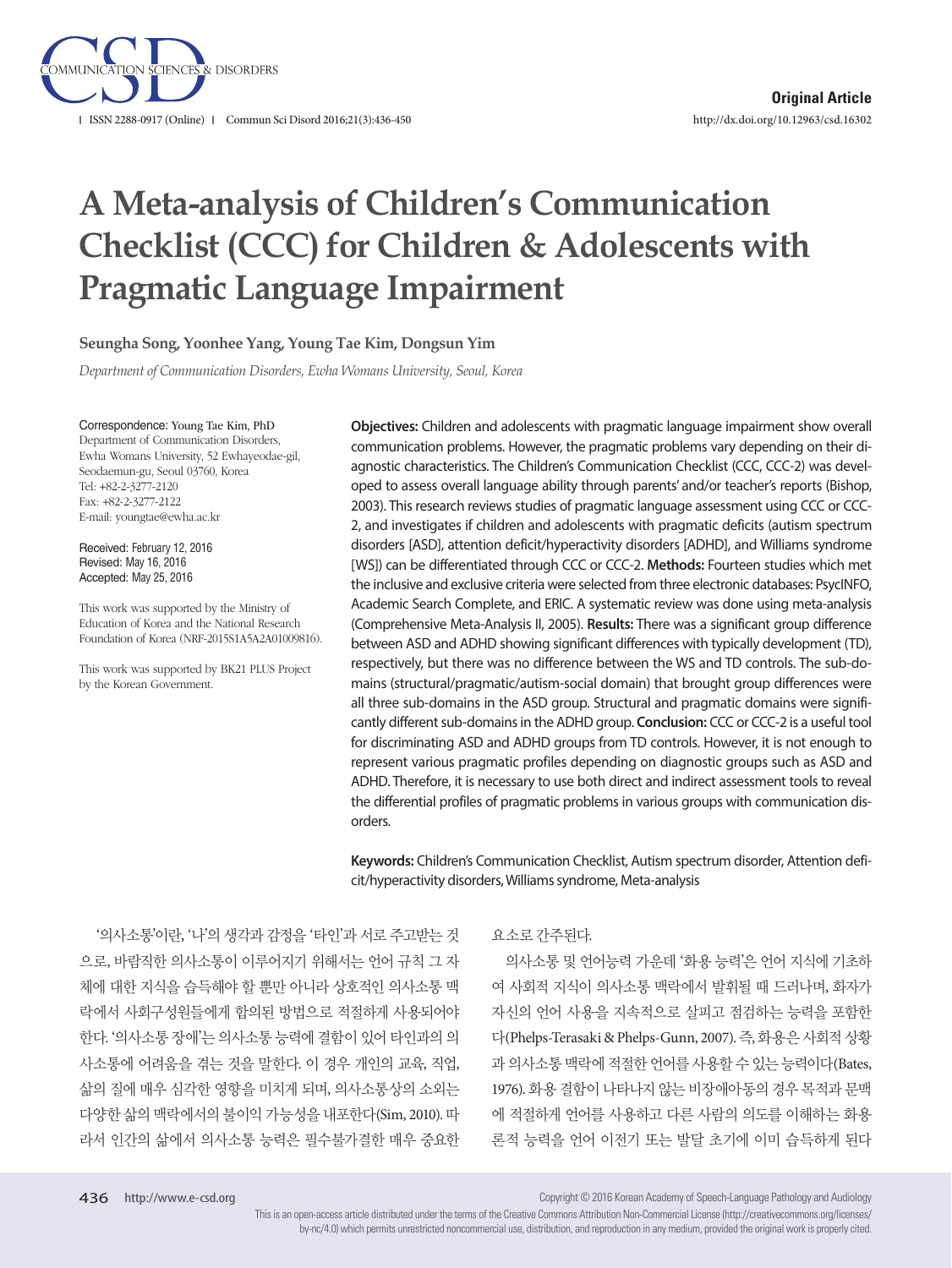Original Article

# A Meta-analysis of Children's Communication Checklist (CCC) for Children & Adolescents with Pragmatic Language Impairment

**Seungha Song, Yoonhee Yang, Young Tae Kim, Dongsun Yim**

*Department of Communication Disorders, Ewha Womans University, Seoul, Korea*

Correspondence: Young Tae Kim, PhD
Department of Communication Disorders, Ewha Womans University, 52 Ewhayeodae-gil, Seodaemun-gu, Seoul 03760, Korea
Tel: +82-2-3277-2120
Fax: +82-2-3277-2122
E-mail: youngtae@ewha.ac.kr

Received: February 12, 2016
Revised: May 16, 2016
Accepted: May 25, 2016

This work was supported by the Ministry of Education of Korea and the National Research Foundation of Korea (NRF-2015S1A5A2A01009816).

This work was supported by BK21 PLUS Project by the Korean Government.

**Objectives:** Children and adolescents with pragmatic language impairment show overall communication problems. However, the pragmatic problems vary depending on their diagnostic characteristics. The Children's Communication Checklist (CCC, CCC-2) was developed to assess overall language ability through parents' and/or teacher's reports (Bishop, 2003). This research reviews studies of pragmatic language assessment using CCC or CCC-2, and investigates if children and adolescents with pragmatic deficits (autism spectrum disorders [ASD], attention deficit/hyperactivity disorders [ADHD], and Williams syndrome [WS]) can be differentiated through CCC or CCC-2. **Methods:** Fourteen studies which met the inclusive and exclusive criteria were selected from three electronic databases: PsycINFO, Academic Search Complete, and ERIC. A systematic review was done using meta-analysis (Comprehensive Meta-Analysis II, 2005). **Results:** There was a significant group difference between ASD and ADHD showing significant differences with typically development (TD), respectively, but there was no difference between the WS and TD controls. The sub-domains (structural/pragmatic/autism-social domain) that brought group differences were all three sub-domains in the ASD group. Structural and pragmatic domains were significantly different sub-domains in the ADHD group. **Conclusion:** CCC or CCC-2 is a useful tool for discriminating ASD and ADHD groups from TD controls. However, it is not enough to represent various pragmatic profiles depending on diagnostic groups such as ASD and ADHD. Therefore, it is necessary to use both direct and indirect assessment tools to reveal the differential profiles of pragmatic problems in various groups with communication disorders.

**Keywords:** Children's Communication Checklist, Autism spectrum disorder, Attention deficit/hyperactivity disorders, Williams syndrome, Meta-analysis

'의사소통'이란, '나'의 생각과 감정을 '타인'과 서로 주고받는 것으로, 바람직한 의사소통이 이루어지기 위해서는 언어 규칙 그 자체에 대한 지식을 습득해야 할 뿐만 아니라 상호적인 의사소통 맥락에서 사회구성원들에게 합의된 방법으로 적절하게 사용되어야 한다. '의사소통 장애'는 의사소통 능력에 결함이 있어 타인과의 의사소통에 어려움을 겪는 것을 말한다. 이 경우 개인의 교육, 직업, 삶의 질에 매우 심각한 영향을 미치게 되며, 의사소통상의 소외는 다양한 삶의 맥락에서의 불이익 가능성을 내포한다(Sim, 2010). 따라서 인간의 삶에서 의사소통 능력은 필수불가결한 매우 중요한 요소로 간주된다.

의사소통 및 언어능력 가운데 '화용 능력'은 언어 지식에 기초하여 사회적 지식이 의사소통 맥락에서 발휘될 때 드러나며, 화자가 자신의 언어 사용을 지속적으로 살피고 점검하는 능력을 포함한다(Phelps-Terasaki & Phelps-Gunn, 2007). 즉, 화용은 사회적 상황과 의사소통 맥락에 적절한 언어를 사용할 수 있는 능력이다(Bates, 1976). 화용 결함이 나타나지 않는 비장애아동의 경우 목적과 문맥에 적절하게 언어를 사용하고 다른 사람의 의도를 이해하는 화용론적 능력을 언어 이전기 또는 발달 초기에 이미 습득하게 된다

This is an open-access article distributed under the terms of the Creative Commons Attribution Non-Commercial License (http://creativecommons.org/licenses/by-nc/4.0) which permits unrestricted noncommercial use, distribution, and reproduction in any medium, provided the original work is properly cited.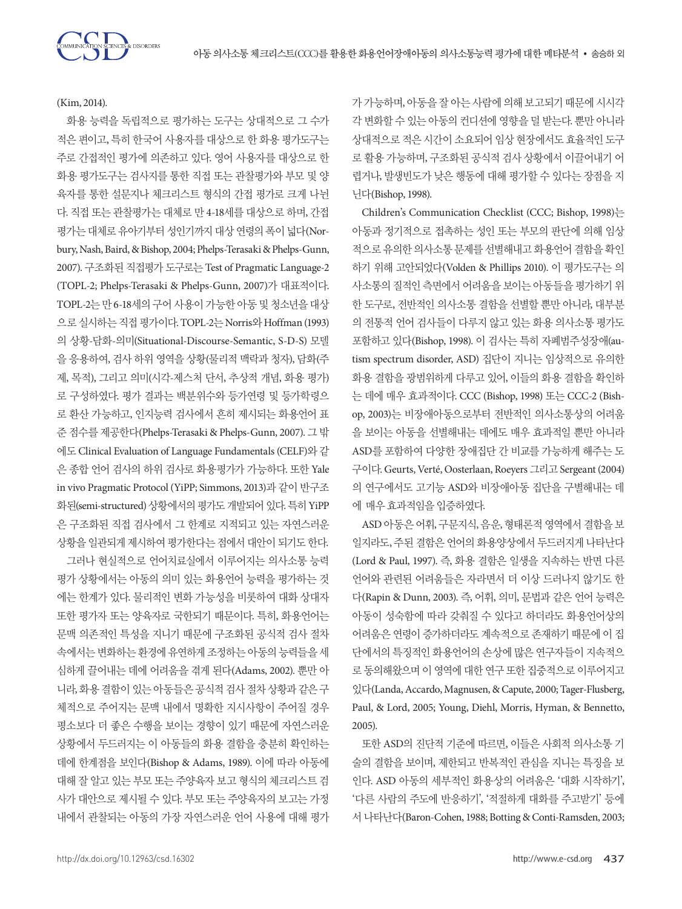(Kim, 2014).

화용 능력을 독립적으로 평가하는 도구는 상대적으로 그 수가 적은 편이고, 특히 한국어 사용자를 대상으로 한 화용 평가도구는 주로 간접적인 평가에 의존하고 있다. 영어 사용자를 대상으로 한 화용 평가도구는 검사지를 통한 직접 또는 관찰평가와 부모 및 양육자를 통한 설문지나 체크리스트 형식의 간접 평가로 크게 나뉜다. 직접 또는 관찰평가는 대체로 만 4-18세를 대상으로 하며, 간접 평가는 대체로 유아기부터 성인기까지 대상 연령의 폭이 넓다(Norbury, Nash, Baird, & Bishop, 2004; Phelps-Terasaki & Phelps-Gunn, 2007). 구조화된 직접평가 도구로는 Test of Pragmatic Language-2 (TOPL-2; Phelps-Terasaki & Phelps-Gunn, 2007)가 대표적이다. TOPL-2는 만 6-18세의 구어 사용이 가능한 아동 및 청소년을 대상으로 실시하는 직접 평가이다. TOPL-2는 Norris와 Hoffman (1993)의 상황-담화-의미(Situational-Discourse-Semantic, S-D-S) 모델을 응용하여, 검사 하위 영역을 상황(물리적 맥락과 청자), 담화(주제, 목적), 그리고 의미(시각-제스처 단서, 추상적 개념, 화용 평가)로 구성하였다. 평가 결과는 백분위수와 등가연령 및 등가학령으로 환산 가능하고, 인지능력 검사에서 흔히 제시되는 화용언어 표준 점수를 제공한다(Phelps-Terasaki & Phelps-Gunn, 2007). 그 밖에도 Clinical Evaluation of Language Fundamentals (CELF)와 같은 종합 언어 검사의 하위 검사로 화용평가가 가능하다. 또한 Yale in vivo Pragmatic Protocol (YiPP; Simmons, 2013)과 같이 반구조화된(semi-structured) 상황에서의 평가도 개발되어 있다. 특히 YiPP은 구조화된 직접 검사에서 그 한계로 지적되고 있는 자연스러운 상황을 일관되게 제시하여 평가한다는 점에서 대안이 되기도 한다.

그러나 현실적으로 언어치료실에서 이루어지는 의사소통 능력 평가 상황에서는 아동의 의미 있는 화용언어 능력을 평가하는 것에는 한계가 있다. 물리적인 변화 가능성을 비롯하여 대화 상대자 또한 평가자 또는 양육자로 국한되기 때문이다. 특히, 화용언어는 문맥 의존적인 특성을 지니기 때문에 구조화된 공식적 검사 절차 속에서는 변화하는 환경에 유연하게 조정하는 아동의 능력들을 세심하게 끌어내는 데에 어려움을 겪게 된다(Adams, 2002). 뿐만 아니라, 화용 결함이 있는 아동들은 공식적 검사 절차 상황과 같은 구체적으로 주어지는 문맥 내에서 명확한 지시사항이 주어질 경우 평소보다 더 좋은 수행을 보이는 경향이 있기 때문에 자연스러운 상황에서 두드러지는 이 아동들의 화용 결함을 충분히 확인하는 데에 한계점을 보인다(Bishop & Adams, 1989). 이에 따라 아동에 대해 잘 알고 있는 부모 또는 주양육자 보고 형식의 체크리스트 검사가 대안으로 제시될 수 있다. 부모 또는 주양육자의 보고는 가정 내에서 관찰되는 아동의 가장 자연스러운 언어 사용에 대해 평가가 가능하며, 아동을 잘 아는 사람에 의해 보고되기 때문에 시시각각 변화할 수 있는 아동의 컨디션에 영향을 덜 받는다. 뿐만 아니라 상대적으로 적은 시간이 소요되어 임상 현장에서도 효율적인 도구로 활용 가능하며, 구조화된 공식적 검사 상황에서 이끌어내기 어렵거나, 발생빈도가 낮은 행동에 대해 평가할 수 있다는 장점을 지닌다(Bishop, 1998).

Children's Communication Checklist (CCC; Bishop, 1998)는 아동과 정기적으로 접촉하는 성인 또는 부모의 판단에 의해 임상적으로 유의한 의사소통 문제를 선별해내고 화용언어 결함을 확인하기 위해 고안되었다(Volden & Phillips 2010). 이 평가도구는 의사소통의 질적인 측면에서 어려움을 보이는 아동들을 평가하기 위한 도구로, 전반적인 의사소통 결함을 선별할 뿐만 아니라, 대부분의 전통적 언어 검사들이 다루지 않고 있는 화용 의사소통 평가도 포함하고 있다(Bishop, 1998). 이 검사는 특히 자폐범주성장애(autism spectrum disorder, ASD) 집단이 지니는 임상적으로 유의한 화용 결함을 광범위하게 다루고 있어, 이들의 화용 결함을 확인하는 데에 매우 효과적이다. CCC (Bishop, 1998) 또는 CCC-2 (Bishop, 2003)는 비장애아동으로부터 전반적인 의사소통상의 어려움을 보이는 아동을 선별해내는 데에도 매우 효과적일 뿐만 아니라 ASD를 포함하여 다양한 장애집단 간 비교를 가능하게 해주는 도구이다. Geurts, Verté, Oosterlaan, Roeyers 그리고 Sergeant (2004)의 연구에서도 고기능 ASD와 비장애아동 집단을 구별해내는 데에 매우 효과적임을 입증하였다.

ASD 아동은 어휘, 구문지식, 음운, 형태론적 영역에서 결함을 보일지라도, 주된 결함은 언어의 화용양상에서 두드러지게 나타난다(Lord & Paul, 1997). 즉, 화용 결함은 일생을 지속하는 반면 다른 언어와 관련된 어려움들은 자라면서 더 이상 드러나지 않기도 한다(Rapin & Dunn, 2003). 즉, 어휘, 의미, 문법과 같은 언어 능력은 아동이 성숙함에 따라 갖춰질 수 있다고 하더라도 화용언어상의 어려움은 연령이 증가하더라도 계속적으로 존재하기 때문에 이 집단에서의 특징적인 화용언어의 손상에 많은 연구자들이 지속적으로 동의해왔으며 이 영역에 대한 연구 또한 집중적으로 이루어지고 있다(Landa, Accardo, Magnusen, & Capute, 2000; Tager-Flusberg, Paul, & Lord, 2005; Young, Diehl, Morris, Hyman, & Bennetto, 2005).

또한 ASD의 진단적 기준에 따르면, 이들은 사회적 의사소통 기술의 결함을 보이며, 제한되고 반복적인 관심을 지니는 특징을 보인다. ASD 아동의 세부적인 화용상의 어려움은 '대화 시작하기', '다른 사람의 주도에 반응하기', '적절하게 대화를 주고받기' 등에서 나타난다(Baron-Cohen, 1988; Botting & Conti-Ramsden, 2003;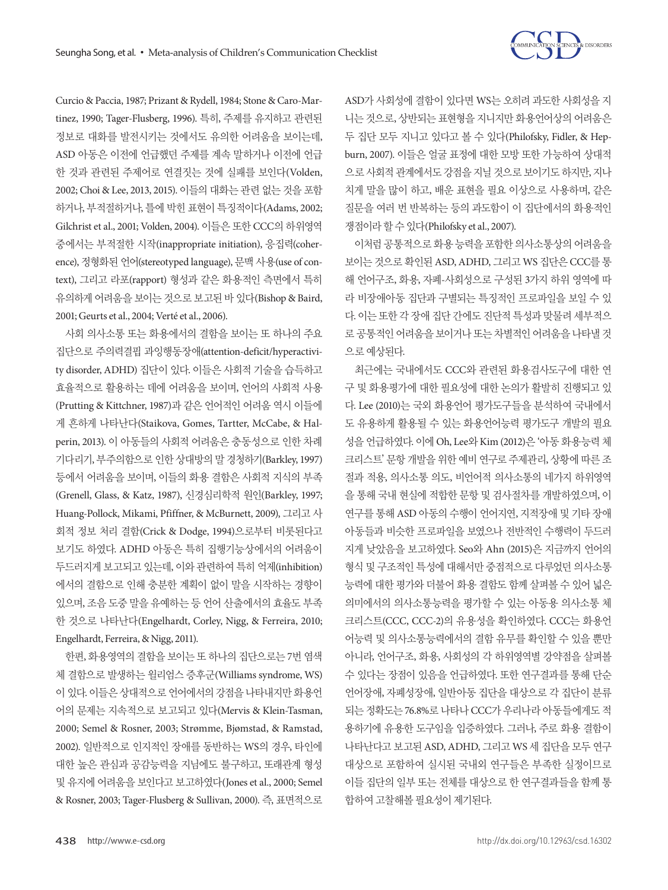Curcio & Paccia, 1987; Prizant & Rydell, 1984; Stone & Caro-Martinez, 1990; Tager-Flusberg, 1996). 특히, 주제를 유지하고 관련된 정보로 대화를 발전시키는 것에서도 유의한 어려움을 보이는데, ASD 아동은 이전에 언급했던 주제를 계속 말하거나 이전에 언급한 것과 관련된 주제어로 연결짓는 것에 실패를 보인다(Volden, 2002; Choi & Lee, 2013, 2015). 이들의 대화는 관련 없는 것을 포함하거나, 부적절하거나, 틀에 박힌 표현이 특징적이다(Adams, 2002; Gilchrist et al., 2001; Volden, 2004). 이들은 또한 CCC의 하위영역 중에서는 부적절한 시작(inappropriate initiation), 응집력(coherence), 정형화된 언어(stereotyped language), 문맥 사용(use of context), 그리고 라포(rapport) 형성과 같은 화용적인 측면에서 특히 유의하게 어려움을 보이는 것으로 보고된 바 있다(Bishop & Baird, 2001; Geurts et al., 2004; Verté et al., 2006).

사회 의사소통 또는 화용에서의 결함을 보이는 또 하나의 주요 집단으로 주의력결핍 과잉행동장애(attention-deficit/hyperactivity disorder, ADHD) 집단이 있다. 이들은 사회적 기술을 습득하고 효율적으로 활용하는 데에 어려움을 보이며, 언어의 사회적 사용(Prutting & Kittchner, 1987)과 같은 언어적인 어려움 역시 이들에게 흔하게 나타난다(Staikova, Gomes, Tartter, McCabe, & Halperin, 2013). 이 아동들의 사회적 어려움은 충동성으로 인한 차례 기다리기, 부주의함으로 인한 상대방의 말 경청하기(Barkley, 1997) 등에서 어려움을 보이며, 이들의 화용 결함은 사회적 지식의 부족(Grenell, Glass, & Katz, 1987), 신경심리학적 원인(Barkley, 1997; Huang-Pollock, Mikami, Pfiffner, & McBurnett, 2009), 그리고 사회적 정보 처리 결함(Crick & Dodge, 1994)으로부터 비롯된다고 보기도 하였다. ADHD 아동은 특히 집행기능상에서의 어려움이 두드러지게 보고되고 있는데, 이와 관련하여 특히 억제(inhibition)에서의 결함으로 인해 충분한 계획이 없이 말을 시작하는 경향이 있으며, 조음 도중 말을 유예하는 등 언어 산출에서의 효율도 부족한 것으로 나타난다(Engelhardt, Corley, Nigg, & Ferreira, 2010; Engelhardt, Ferreira, & Nigg, 2011).

한편, 화용영역의 결함을 보이는 또 하나의 집단으로는 7번 염색체 결함으로 발생하는 윌리엄스 증후군(Williams syndrome, WS)이 있다. 이들은 상대적으로 언어에서의 강점을 나타내지만 화용언어의 문제는 지속적으로 보고되고 있다(Mervis & Klein-Tasman, 2000; Semel & Rosner, 2003; Strømme, Bjømstad, & Ramstad, 2002). 일반적으로 인지적인 장애를 동반하는 WS의 경우, 타인에 대한 높은 관심과 공감능력을 지님에도 불구하고, 또래관계 형성 및 유지에 어려움을 보인다고 보고하였다(Jones et al., 2000; Semel & Rosner, 2003; Tager-Flusberg & Sullivan, 2000). 즉, 표면적으로 ASD가 사회성에 결함이 있다면 WS는 오히려 과도한 사회성을 지니는 것으로, 상반되는 표현형을 지니지만 화용언어상의 어려움은 두 집단 모두 지니고 있다고 볼 수 있다(Philofsky, Fidler, & Hepburn, 2007). 이들은 얼굴 표정에 대한 모방 또한 가능하여 상대적으로 사회적 관계에서도 강점을 지닐 것으로 보이기도 하지만, 지나치게 말을 많이 하고, 배운 표현을 필요 이상으로 사용하며, 같은 질문을 여러 번 반복하는 등의 과도함이 이 집단에서의 화용적인 쟁점이라 할 수 있다(Philofsky et al., 2007).

이처럼 공통적으로 화용 능력을 포함한 의사소통상의 어려움을 보이는 것으로 확인된 ASD, ADHD, 그리고 WS 집단은 CCC를 통해 언어구조, 화용, 자폐-사회성으로 구성된 3가지 하위 영역에 따라 비장애아동 집단과 구별되는 특징적인 프로파일을 보일 수 있다. 이는 또한 각 장애 집단 간에도 진단적 특성과 맞물려 세부적으로 공통적인 어려움을 보이거나 또는 차별적인 어려움을 나타낼 것으로 예상된다.

최근에는 국내에서도 CCC와 관련된 화용검사도구에 대한 연구 및 화용평가에 대한 필요성에 대한 논의가 활발히 진행되고 있다. Lee (2010)는 국외 화용언어 평가도구들을 분석하여 국내에서도 유용하게 활용될 수 있는 화용언어능력 평가도구 개발의 필요성을 언급하였다. 이에 Oh, Lee와 Kim (2012)은 '아동 화용능력 체크리스트' 문항 개발을 위한 예비 연구로 주제관리, 상황에 따른 조절과 적용, 의사소통 의도, 비언어적 의사소통의 네가지 하위영역을 통해 국내 현실에 적합한 문항 및 검사절차를 개발하였으며, 이 연구를 통해 ASD 아동의 수행이 언어지연, 지적장애 및 기타 장애 아동들과 비슷한 프로파일을 보였으나 전반적인 수행력이 두드러지게 낮았음을 보고하였다. Seo와 Ahn (2015)은 지금까지 언어의 형식 및 구조적인 특성에 대해서만 중점적으로 다루었던 의사소통능력에 대한 평가와 더불어 화용 결함도 함께 살펴볼 수 있어 넓은 의미에서의 의사소통능력을 평가할 수 있는 아동용 의사소통 체크리스트(CCC, CCC-2)의 유용성을 확인하였다. CCC는 화용언어능력 및 의사소통능력에서의 결함 유무를 확인할 수 있을 뿐만 아니라, 언어구조, 화용, 사회성의 각 하위영역별 강약점을 살펴볼 수 있다는 장점이 있음을 언급하였다. 또한 연구결과를 통해 단순언어장애, 자폐성장애, 일반아동 집단을 대상으로 각 집단이 분류되는 정확도는 76.8%로 나타나 CCC가 우리나라 아동들에게도 적용하기에 유용한 도구임을 입증하였다. 그러나, 주로 화용 결함이 나타난다고 보고된 ASD, ADHD, 그리고 WS 세 집단을 모두 연구대상으로 포함하여 실시된 국내외 연구들은 부족한 실정이므로 이들 집단의 일부 또는 전체를 대상으로 한 연구결과들을 함께 통합하여 고찰해볼 필요성이 제기된다.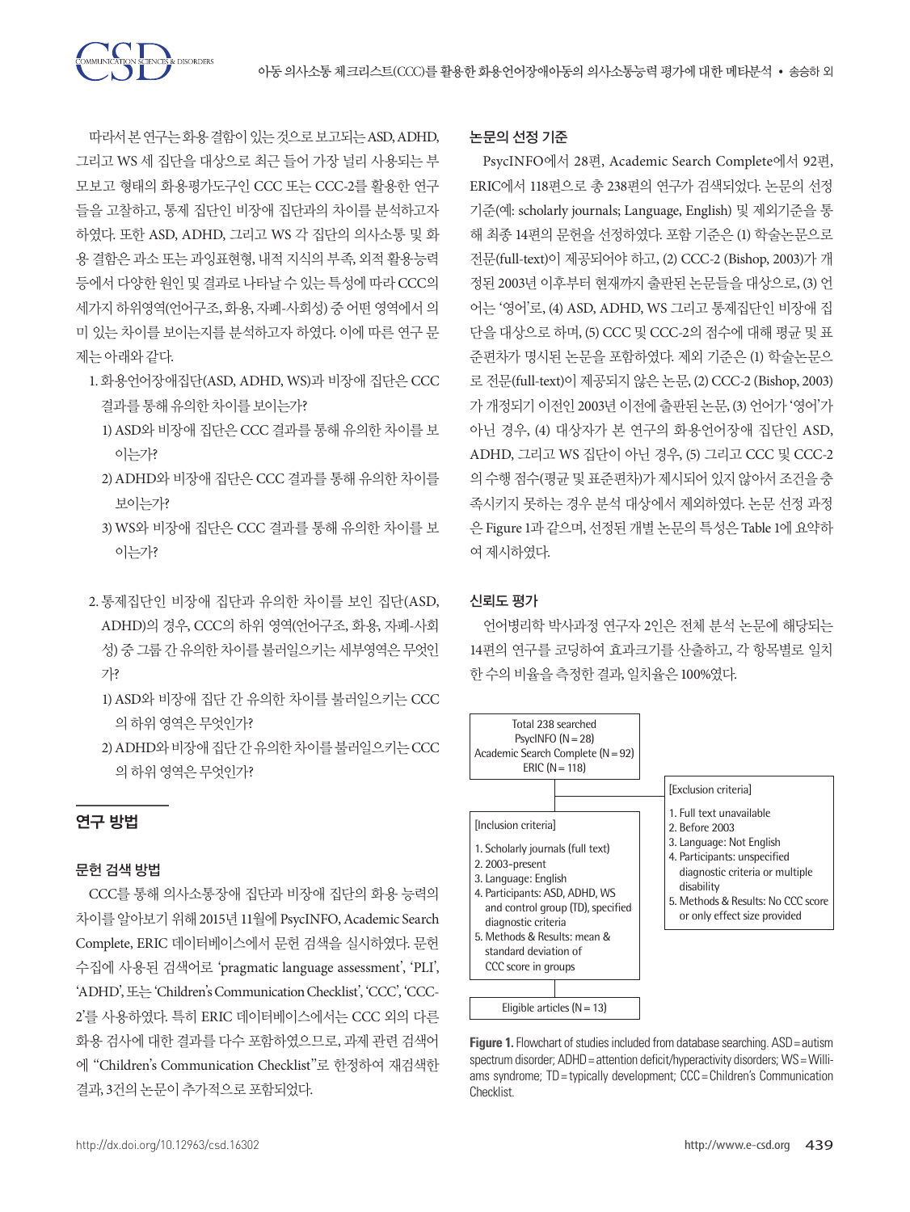따라서 본 연구는 화용 결함이 있는 것으로 보고되는 ASD, ADHD, 그리고 WS 세 집단을 대상으로 최근 들어 가장 널리 사용되는 부모보고 형태의 화용평가도구인 CCC 또는 CCC-2를 활용한 연구들을 고찰하고, 통제 집단인 비장애 집단과의 차이를 분석하고자 하였다. 또한 ASD, ADHD, 그리고 WS 각 집단의 의사소통 및 화용 결함은 과소 또는 과잉표현형, 내적 지식의 부족, 외적 활용능력 등에서 다양한 원인 및 결과로 나타날 수 있는 특성에 따라 CCC의 세가지 하위영역(언어구조, 화용, 자폐-사회성) 중 어떤 영역에서 의미 있는 차이를 보이는지를 분석하고자 하였다. 이에 따른 연구 문제는 아래와 같다.

1. 화용언어장애집단(ASD, ADHD, WS)과 비장애 집단은 CCC 결과를 통해 유의한 차이를 보이는가?
   1) ASD와 비장애 집단은 CCC 결과를 통해 유의한 차이를 보이는가?
   2) ADHD와 비장애 집단은 CCC 결과를 통해 유의한 차이를 보이는가?
   3) WS와 비장애 집단은 CCC 결과를 통해 유의한 차이를 보이는가?

2. 통제집단인 비장애 집단과 유의한 차이를 보인 집단(ASD, ADHD)의 경우, CCC의 하위 영역(언어구조, 화용, 자폐-사회성) 중 그룹 간 유의한 차이를 불러일으키는 세부영역은 무엇인가?
   1) ASD와 비장애 집단 간 유의한 차이를 불러일으키는 CCC의 하위 영역은 무엇인가?
   2) ADHD와 비장애 집단 간 유의한 차이를 불러일으키는 CCC의 하위 영역은 무엇인가?

## 연구 방법

### 문헌 검색 방법

CCC를 통해 의사소통장애 집단과 비장애 집단의 화용 능력의 차이를 알아보기 위해 2015년 11월에 PsycINFO, Academic Search Complete, ERIC 데이터베이스에서 문헌 검색을 실시하였다. 문헌 수집에 사용된 검색어로 'pragmatic language assessment', 'PLI', 'ADHD', 또는 'Children's Communication Checklist', 'CCC', 'CCC-2'를 사용하였다. 특히 ERIC 데이터베이스에서는 CCC 외의 다른 화용 검사에 대한 결과를 다수 포함하였으므로, 과제 관련 검색어에 "Children's Communication Checklist"로 한정하여 재검색한 결과, 3건의 논문이 추가적으로 포함되었다.

### 논문의 선정 기준

PsycINFO에서 28편, Academic Search Complete에서 92편, ERIC에서 118편으로 총 238편의 연구가 검색되었다. 논문의 선정 기준(예: scholarly journals; Language, English) 및 제외기준을 통해 최종 14편의 문헌을 선정하였다. 포함 기준은 (1) 학술논문으로 전문(full-text)이 제공되어야 하고, (2) CCC-2 (Bishop, 2003)가 개정된 2003년 이후부터 현재까지 출판된 논문들을 대상으로, (3) 언어는 '영어'로, (4) ASD, ADHD, WS 그리고 통제집단인 비장애 집단을 대상으로 하며, (5) CCC 및 CCC-2의 점수에 대해 평균 및 표준편차가 명시된 논문을 포함하였다. 제외 기준은 (1) 학술논문으로 전문(full-text)이 제공되지 않은 논문, (2) CCC-2 (Bishop, 2003)가 개정되기 이전인 2003년 이전에 출판된 논문, (3) 언어가 '영어'가 아닌 경우, (4) 대상자가 본 연구의 화용언어장애 집단인 ASD, ADHD, 그리고 WS 집단이 아닌 경우, (5) 그리고 CCC 및 CCC-2의 수행 점수(평균 및 표준편차)가 제시되어 있지 않아서 조건을 충족시키지 못하는 경우 분석 대상에서 제외하였다. 논문 선정 과정은 Figure 1과 같으며, 선정된 개별 논문의 특성은 Table 1에 요약하여 제시하였다.

### 신뢰도 평가

언어병리학 박사과정 연구자 2인은 전체 분석 논문에 해당되는 14편의 연구를 코딩하여 효과크기를 산출하고, 각 항목별로 일치한 수의 비율을 측정한 결과, 일치율은 100%였다.

Total 238 searched
PsycINFO (N = 28)
Academic Search Complete (N = 92)
ERIC (N = 118)

[Inclusion criteria]
1. Scholarly journals (full text)
2. 2003–present
3. Language: English
4. Participants: ASD, ADHD, WS and control group (TD), specified diagnostic criteria
5. Methods & Results: mean & standard deviation of CCC score in groups

[Exclusion criteria]
1. Full text unavailable
2. Before 2003
3. Language: Not English
4. Participants: unspecified diagnostic criteria or multiple disability
5. Methods & Results: No CCC score or only effect size provided

Eligible articles (N = 13)

**Figure 1.** Flowchart of studies included from database searching. ASD = autism spectrum disorder; ADHD = attention deficit/hyperactivity disorders; WS = Williams syndrome; TD = typically development; CCC = Children's Communication Checklist.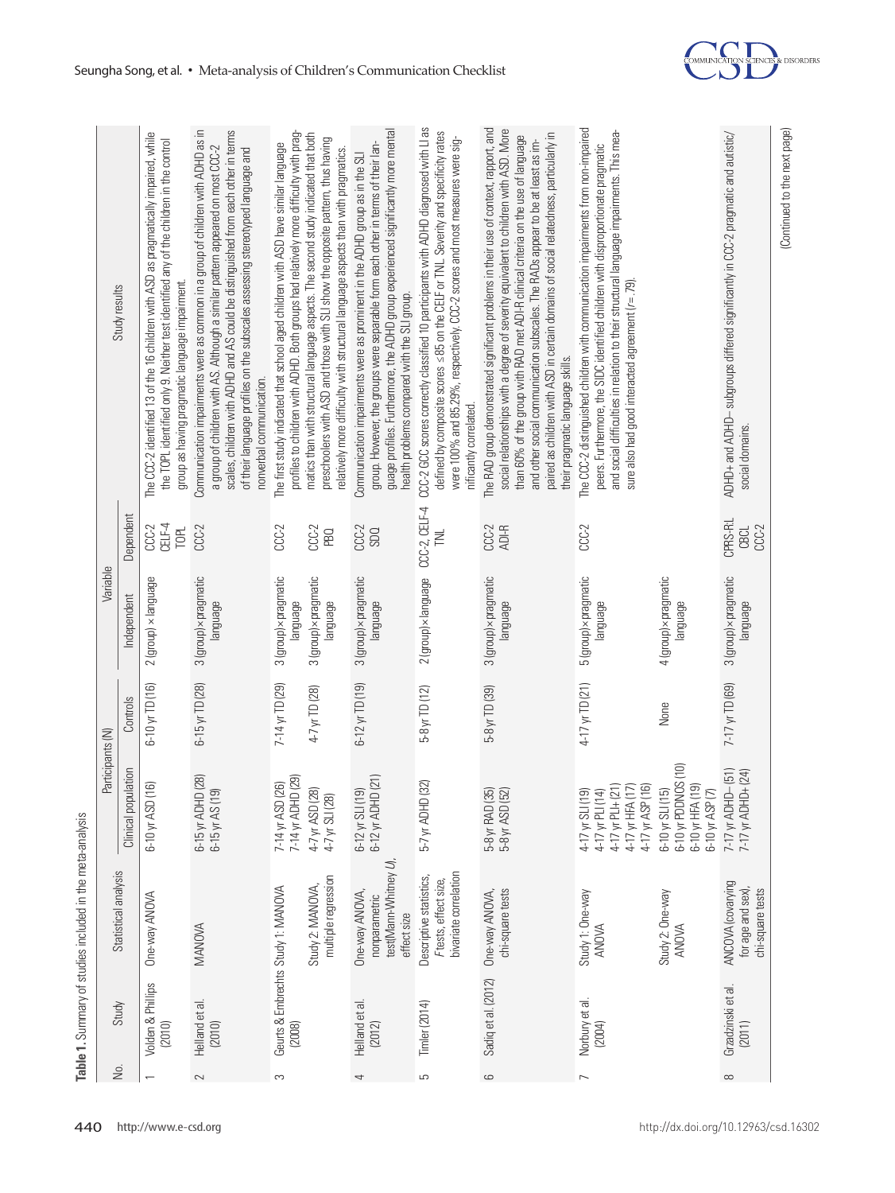**Table 1.** Summary of studies included in the meta-analysis

| No. | Study | Statistical analysis | Participants (N) | | Variable | | Study results |
|---|---|---|---|---|---|---|---|
| | | | Clinical population | Controls | Independent | Dependent | |
| 1 | Volden & Phillips (2010) | One-way ANOVA | 6-10 yr ASD (16) | 6-10 yr TD (16) | 2 (group) × language | CCC-2 CELF-4 TOPL | The CCC-2 identified 13 of the 16 children with ASD as pragmatically impaired, while the TOPL identified only 9. Neither test identified any of the children in the control group as having pragmatic language impairment. |
| 2 | Helland et al. (2010) | MANOVA | 6-15 yr ADHD (28) 6-15 yr AS (19) | 6-15 yr TD (28) | 3 (group)×pragmatic language | CCC-2 | Communication impairments were as common in a group of children with ADHD as in a group of children with AS. Although a similar pattern appeared on most CCC-2 scales, children with ADHD and AS could be distinguished from each other in terms of their language profiles on the subscales assessing stereotyped language and nonverbal communication. |
| 3 | Geurts & Embrechts (2008) | Study 1: MANOVA | 7-14 yr ASD (26) 7-14 yr ADHD (29) | 7-14 yr TD (29) | 3 (group)×pragmatic language | CCC-2 | The first study indicated that school aged children with ASD have similar language profiles to children with ADHD. Both groups had relatively more difficulty with pragmatics than with structural language aspects. The second study indicated that both preschoolers with ASD and those with SLI show the opposite pattern, thus having relatively more difficulty with structural language aspects than with pragmatics. |
| | | Study 2: MANOVA, multiple regression | 4-7 yr ASD (28) 4-7 yr SLI (28) | 4-7 yr TD (28) | 3 (group)×pragmatic language | CCC-2 PBQ | |
| 4 | Helland et al. (2012) | One-way ANOVA, nonparametric test(Mann-Whitney U), effect size | 6-12 yr SLI (19) 6-12 yr ADHD (21) | 6-12 yr TD (19) | 3 (group)×pragmatic language | CCC-2 SDQ | Communication impairments were as prominent in the ADHD group as in the SLI group. However, the groups were separable form each other in terms of their language profiles. Furthermore, the ADHD group experienced significantly more mental health problems compared with the SLI group. |
| 5 | Timler (2014) | Descriptive statistics, F-tests, effect size, bivariate correlation | 5-7 yr ADHD (32) | 5-8 yr TD (12) | 2 (group)×language | CCC-2, CELF-4 TNL | CCC-2 GCC scores correctly classified 10 participants with ADHD diagnosed with LI as defined by composite scores ≤85 on the CELF or TNL. Severity and specificity rates were 100% and 85.29%, respectively. CCC-2 scores and most measures were significantly correlated. |
| 6 | Sadiq et al. (2012) | One-way ANOVA, chi-square tests | 5-8 yr RAD (35) 5-8 yr ASD (52) | 5-8 yr TD (39) | 3 (group)×pragmatic language | CCC-2 ADI-R | The RAD group demonstrated significant problems in their use of context, rapport, and social relationships with a degree of severity equivalent to children with ASD. More than 60% of the group with RAD met ADI-R clinical criteria on the use of language and other social communication subscales. The RADs appear to be at least as impaired as children with ASD in certain domains of social relatedness, particularly in their pragmatic language skills. |
| 7 | Norbury et al. (2004) | Study 1: One-way ANOVA | 4-17 yr SLI (19) 4-17 yr PLI (14) 4-17 yr PLI+ (21) 4-17 yr HFA (17) 4-17 yr ASP (16) | 4-17 yr TD (21) | 5 (group)×pragmatic language | CCC-2 | The CCC-2 distinguished children with communication impairments from non-impaired peers. Furthermore, the SIDC identified children with disproportionate pragmatic and social difficulties in relation to their structural language impairments. This measure also had good interacted agreement (r=.79). |
| | | Study 2: One-way ANOVA | 6-10 yr SLI (15) 6-10 yr PDDNOS (10) 6-10 yr HFA (19) 6-10 yr ASP (7) | None | 4 (group)×pragmatic language | | |
| 8 | Grzadzinski et al. (2011) | ANCOVA (covarying for age and sex), chi-square tests | 7-17 yr ADHD− (51) 7-17 yr ADHD+ (24) | 7-17 yr TD (69) | 3 (group)×pragmatic language | CPRS-RL CBCL CCC-2 | ADHD+ and ADHD− subgroups differed significantly in CCC-2 pragmatic and autistic/social domains. |

(Continued to the next page)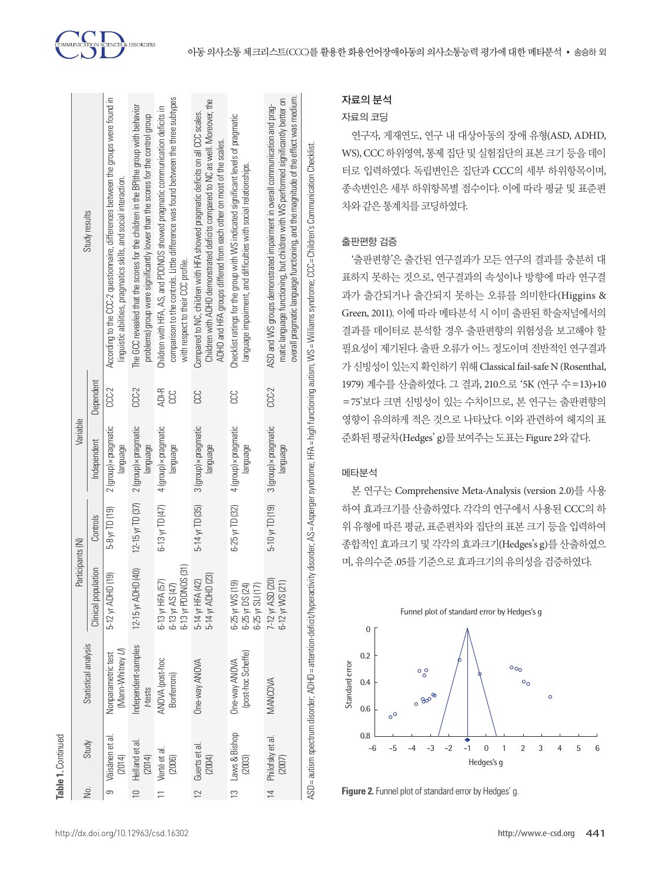**Table 1.** Continued

| No. | Study | Statistical analysis | Participants (N) | | Variable | | Study results |
|---|---|---|---|---|---|---|---|
| | | | Clinical population | Controls | Independent | Dependent | |
| 9 | Väisänen et al. (2014) | Nonparametric test (Mann-Whitney *U*) | 5-12 yr ADHD (19) | 5-8 yr TD (19) | 2 (group)×pragmatic language | CCC-2 | According to the CCC-2 questionnaire, differences between the groups were found in linguistic abilities, pragmatics skills, and social interaction. |
| 10 | Helland et al. (2014) | Independent-samples *t*-tests | 12-15 yr ADHD (40) | 12-15 yr TD (37) | 2 (group)×pragmatic language | CCC-2 | The GCC revealed that the scores for the children in the BP(the group with behavior problems) group were significantly lower than the scores for the control group |
| 11 | Verté et al. (2006) | ANOVA (post-hoc Bonferroni) | 6-13 yr HFA (57)<br>6-13 yr AS (47)<br>6-13 yr PDDNOS (31) | 6-13 yr TD (47) | 4 (group)×pragmatic language | ADI-R<br>CCC | Children with HFA, AS, and PDDNOS showed pragmatic communication deficits in comparison to the controls. Little difference was found between the three subtypes with respect to their CCC profile. |
| 12 | Geurts et al. (2004) | One-way ANOVA | 5-14 yr HFA (42)<br>5-14 yr ADHD (23) | 5-14 yr TD (35) | 3 (group)×pragmatic language | CCC | Compared to NC, children with HFA showed pragmatic deficits on all CCC scales. Children with ADHD demonstrated deficits compared to NC as well. Moreover, the ADHD and HFA groups differed from each other on most of the scales. |
| 13 | Laws & Bishop (2003) | One-way ANOVA (post-hoc Scheffe) | 6-25 yr WS (19)<br>6-25 yr DS (24)<br>6-25 yr SLI (17) | 6-25 yr TD (32) | 4 (group)×pragmatic language | CCC | Checklist ratings for the group with WS indicated significant levels of pragmatic language impairment, and difficulties with social relationships. |
| 14 | Philofsky et al. (2007) | MANCOVA | 7-12 yr ASD (20)<br>6-12 yr WS (21) | 5-10 yr TD (19) | 3 (group)×pragmatic language | CCC-2 | ASD and WS groups demonstrated impairment in overall communication and pragmatic language functioning, but children with WS performed significantly better on overall pragmatic language functioning, and the magnitude of the effect was medium. |

ASD= autism spectrum disorder; ADHD= attention-deficit/hyperactivity disorder; AS= Asperger syndrome; HFA= high functioning autism; WS= Williams syndrome; CCC= Children's Communication Checklist.

### 자료의 분석

#### 자료의 코딩

연구자, 게재연도, 연구 내 대상아동의 장애 유형(ASD, ADHD, WS), CCC 하위영역, 통제 집단 및 실험집단의 표본 크기 등을 데이터로 입력하였다. 독립변인은 집단과 CCC의 세부 하위항목이며, 종속변인은 세부 하위항목별 점수이다. 이에 따라 평균 및 표준편차와 같은 통계치를 코딩하였다.

#### 출판편향 검증

'출판편향'은 출간된 연구결과가 모든 연구의 결과를 충분히 대표하지 못하는 것으로, 연구결과의 속성이나 방향에 따라 연구결과가 출간되거나 출간되지 못하는 오류를 의미한다(Higgins & Green, 2011). 이에 따라 메타분석 시 이미 출판된 학술저널에서의 결과를 데이터로 분석할 경우 출판편향의 위험성을 보고해야 할 필요성이 제기된다. 출판 오류가 어느 정도이며 전반적인 연구결과가 신빙성이 있는지 확인하기 위해 Classical fail-safe N (Rosenthal, 1979) 계수를 산출하였다. 그 결과, 210으로 '5K (연구 수=13)+10=75'보다 크면 신빙성이 있는 수치이므로, 본 연구는 출판편향의 영향이 유의하게 적은 것으로 나타났다. 이와 관련하여 헤지의 표준화된 평균차(Hedges' g)를 보여주는 도표는 Figure 2와 같다.

#### 메타분석

본 연구는 Comprehensive Meta-Analysis (version 2.0)를 사용하여 효과크기를 산출하였다. 각각의 연구에서 사용된 CCC의 하위 유형에 따른 평균, 표준편차와 집단의 표본 크기 등을 입력하여 종합적인 효과크기 및 각각의 효과크기(Hedges's g)를 산출하였으며, 유의수준 .05를 기준으로 효과크기의 유의성을 검증하였다.

**Figure 2.** Funnel plot of standard error by Hedges' g.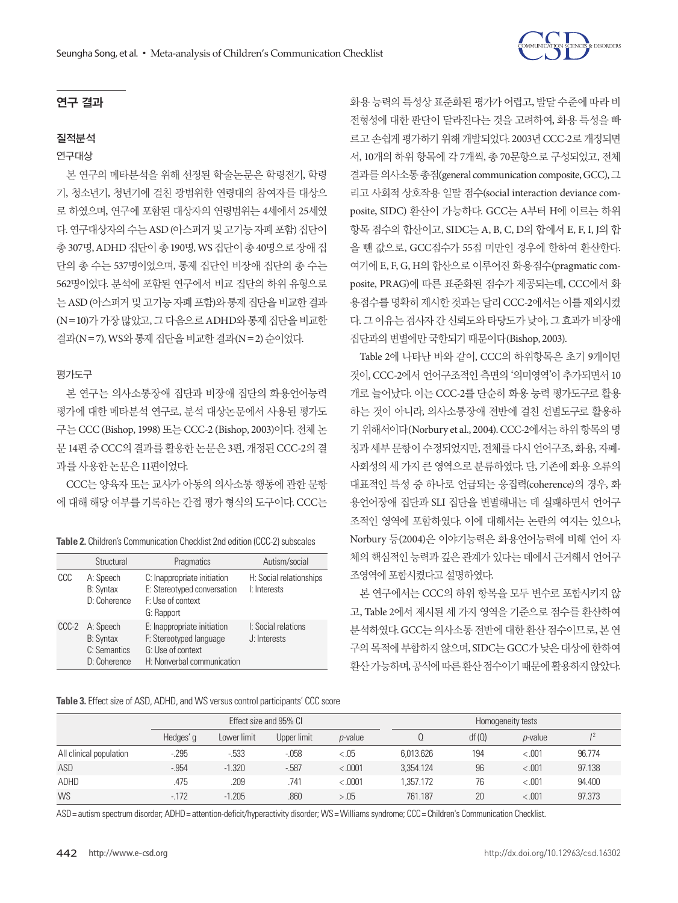## 연구 결과

### 질적분석

#### 연구대상

본 연구의 메타분석을 위해 선정된 학술논문은 학령전기, 학령기, 청소년기, 청년기에 걸친 광범위한 연령대의 참여자를 대상으로 하였으며, 연구에 포함된 대상자의 연령범위는 4세에서 25세였다. 연구대상자의 수는 ASD (아스퍼거 및 고기능 자폐 포함) 집단이 총 307명, ADHD 집단이 총 190명, WS 집단이 총 40명으로 장애 집단의 총 수는 537명이었으며, 통제 집단인 비장애 집단의 총 수는 562명이었다. 분석에 포함된 연구에서 비교 집단의 하위 유형으로는 ASD (아스퍼거 및 고기능 자폐 포함)와 통제 집단을 비교한 결과(N= 10)가 가장 많았고, 그 다음으로 ADHD와 통제 집단을 비교한 결과(N= 7), WS와 통제 집단을 비교한 결과(N= 2) 순이었다.

#### 평가도구

본 연구는 의사소통장애 집단과 비장애 집단의 화용언어능력 평가에 대한 메타분석 연구로, 분석 대상논문에서 사용된 평가도구는 CCC (Bishop, 1998) 또는 CCC-2 (Bishop, 2003)이다. 전체 논문 14편 중 CCC의 결과를 활용한 논문은 3편, 개정된 CCC-2의 결과를 사용한 논문은 11편이었다.

CCC는 양육자 또는 교사가 아동의 의사소통 행동에 관한 문항에 대해 해당 여부를 기록하는 간접 평가 형식의 도구이다. CCC는 화용 능력의 특성상 표준화된 평가가 어렵고, 발달 수준에 따라 비전형성에 대한 판단이 달라진다는 것을 고려하여, 화용 특성을 빠르고 손쉽게 평가하기 위해 개발되었다. 2003년 CCC-2로 개정되면서, 10개의 하위 항목에 각 7개씩, 총 70문항으로 구성되었고, 전체 결과를 의사소통 총점(general communication composite, GCC), 그리고 사회적 상호작용 일탈 점수(social interaction deviance composite, SIDC) 환산이 가능하다. GCC는 A부터 H에 이르는 하위 항목 점수의 합산이고, SIDC는 A, B, C, D의 합에서 E, F, I, J의 합을 뺀 값으로, GCC점수가 55점 미만인 경우에 한하여 환산한다. 여기에 E, F, G, H의 합산으로 이루어진 화용점수(pragmatic composite, PRAG)에 따른 표준화된 점수가 제공되는데, CCC에서 화용점수를 명확히 제시한 것과는 달리 CCC-2에서는 이를 제외시켰다. 그 이유는 검사자 간 신뢰도와 타당도가 낮아, 그 효과가 비장애 집단과의 변별에만 국한되기 때문이다(Bishop, 2003).

Table 2에 나타난 바와 같이, CCC의 하위항목은 초기 9개이던 것이, CCC-2에서 언어구조적인 측면의 '의미영역'이 추가되면서 10개로 늘어났다. 이는 CCC-2를 단순히 화용 능력 평가도구로 활용하는 것이 아니라, 의사소통장애 전반에 걸친 선별도구로 활용하기 위해서이다(Norbury et al., 2004). CCC-2에서는 하위 항목의 명칭과 세부 문항이 수정되었지만, 전체를 다시 언어구조, 화용, 자폐-사회성의 세 가지 큰 영역으로 분류하였다. 단, 기존에 화용 오류의 대표적인 특성 중 하나로 언급되는 응집력(coherence)의 경우, 화용언어장애 집단과 SLI 집단을 변별해내는 데 실패하면서 언어구조적인 영역에 포함하였다. 이에 대해서는 논란의 여지는 있으나, Norbury 등(2004)은 이야기능력은 화용언어능력에 비해 언어 자체의 핵심적인 능력과 깊은 관계가 있다는 데에서 근거해서 언어구조영역에 포함시켰다고 설명하였다.

본 연구에서는 CCC의 하위 항목을 모두 변수로 포함시키지 않고, Table 2에서 제시된 세 가지 영역을 기준으로 점수를 환산하여 분석하였다. GCC는 의사소통 전반에 대한 환산 점수이므로, 본 연구의 목적에 부합하지 않으며, SIDC는 GCC가 낮은 대상에 한하여 환산 가능하며, 공식에 따른 환산 점수이기 때문에 활용하지 않았다.

**Table 2.** Children's Communication Checklist 2nd edition (CCC-2) subscales

| | Structural | Pragmatics | Autism/social |
|---|---|---|---|
| CCC | A: Speech<br>B: Syntax<br>D: Coherence | C: Inappropriate initiation<br>E: Stereotyped conversation<br>F: Use of context<br>G: Rapport | H: Social relationships<br>I: Interests |
| CCC-2 | A: Speech<br>B: Syntax<br>C: Semantics<br>D: Coherence | E: Inappropriate initiation<br>F: Stereotyped language<br>G: Use of context<br>H: Nonverbal communication | I: Social relations<br>J: Interests |

**Table 3.** Effect size of ASD, ADHD, and WS versus control participants' CCC score

| | Effect size and 95% CI | | | | Homogeneity tests | | | |
|---|---|---|---|---|---|---|---|---|
| | Hedges' g | Lower limit | Upper limit | *p*-value | Q | df (Q) | *p*-value | $I^2$ |
| All clinical population | -.295 | -.533 | -.058 | < .05 | 6,013.626 | 194 | < .001 | 96.774 |
| ASD | -.954 | -1.320 | -.587 | < .0001 | 3,354.124 | 96 | < .001 | 97.138 |
| ADHD | .475 | .209 | .741 | < .0001 | 1,357.172 | 76 | < .001 | 94.400 |
| WS | -.172 | -1.205 | .860 | > .05 | 761.187 | 20 | < .001 | 97.373 |

ASD= autism spectrum disorder; ADHD= attention-deficit/hyperactivity disorder; WS= Williams syndrome; CCC= Children's Communication Checklist.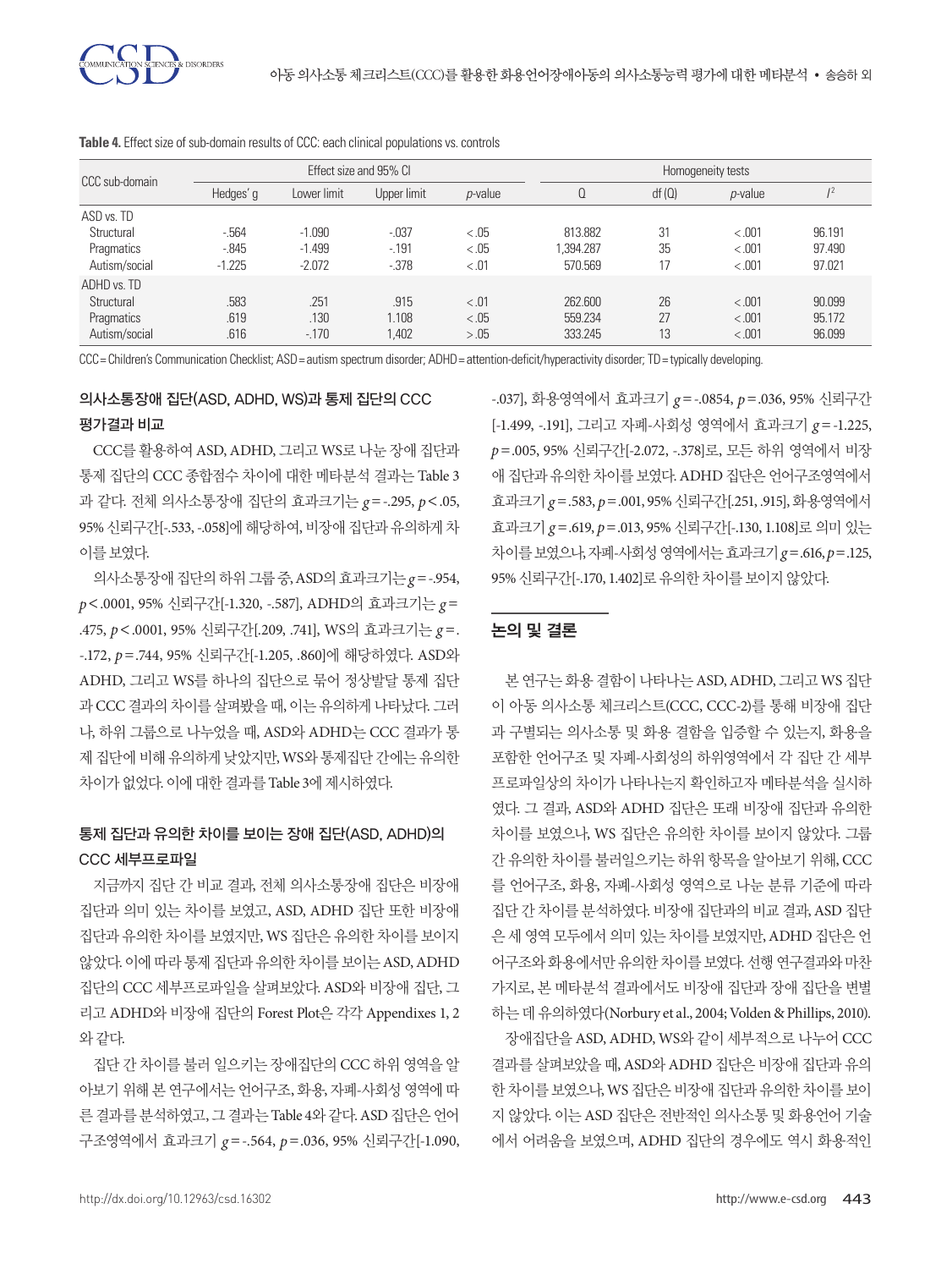**Table 4.** Effect size of sub-domain results of CCC: each clinical populations vs. controls

| CCC sub-domain | Effect size and 95% CI | | | | Homogeneity tests | | | |
|---|---|---|---|---|---|---|---|---|
| | Hedges' g | Lower limit | Upper limit | *p*-value | Q | df (Q) | *p*-value | $I^2$ |
| ASD vs. TD | | | | | | | | |
| Structural | -.564 | -1.090 | -.037 | < .05 | 813.882 | 31 | < .001 | 96.191 |
| Pragmatics | -.845 | -1.499 | -.191 | < .05 | 1,394.287 | 35 | < .001 | 97.490 |
| Autism/social | -1.225 | -2.072 | -.378 | < .01 | 570.569 | 17 | < .001 | 97.021 |
| ADHD vs. TD | | | | | | | | |
| Structural | .583 | .251 | .915 | < .01 | 262.600 | 26 | < .001 | 90.099 |
| Pragmatics | .619 | .130 | 1.108 | < .05 | 559.234 | 27 | < .001 | 95.172 |
| Autism/social | .616 | -.170 | 1,402 | > .05 | 333.245 | 13 | < .001 | 96.099 |

CCC= Children's Communication Checklist; ASD= autism spectrum disorder; ADHD= attention-deficit/hyperactivity disorder; TD= typically developing.

### 의사소통장애 집단(ASD, ADHD, WS)과 통제 집단의 CCC 평가결과 비교

CCC를 활용하여 ASD, ADHD, 그리고 WS로 나눈 장애 집단과 통제 집단의 CCC 종합점수 차이에 대한 메타분석 결과는 Table 3과 같다. 전체 의사소통장애 집단의 효과크기는 $g$= -.295, $p$< .05, 95% 신뢰구간[-.533, -.058]에 해당하여, 비장애 집단과 유의하게 차이를 보였다.

의사소통장애 집단의 하위 그룹 중, ASD의 효과크기는 $g$= -.954, $p$< .0001, 95% 신뢰구간[-1.320, -.587], ADHD의 효과크기는 $g$= .475, $p$< .0001, 95% 신뢰구간[.209, .741], WS의 효과크기는 $g$= . -.172, $p$= .744, 95% 신뢰구간[-1.205, .860]에 해당하였다. ASD와 ADHD, 그리고 WS를 하나의 집단으로 묶어 정상발달 통제 집단과 CCC 결과의 차이를 살펴봤을 때, 이는 유의하게 나타났다. 그러나, 하위 그룹으로 나누었을 때, ASD와 ADHD는 CCC 결과가 통제 집단에 비해 유의하게 낮았지만, WS와 통제집단 간에는 유의한 차이가 없었다. 이에 대한 결과를 Table 3에 제시하였다.

### 통제 집단과 유의한 차이를 보이는 장애 집단(ASD, ADHD)의 CCC 세부프로파일

지금까지 집단 간 비교 결과, 전체 의사소통장애 집단은 비장애 집단과 의미 있는 차이를 보였고, ASD, ADHD 집단 또한 비장애 집단과 유의한 차이를 보였지만, WS 집단은 유의한 차이를 보이지 않았다. 이에 따라 통제 집단과 유의한 차이를 보이는 ASD, ADHD 집단의 CCC 세부프로파일을 살펴보았다. ASD와 비장애 집단, 그리고 ADHD와 비장애 집단의 Forest Plot은 각각 Appendixes 1, 2와 같다.

집단 간 차이를 불러 일으키는 장애집단의 CCC 하위 영역을 알아보기 위해 본 연구에서는 언어구조, 화용, 자폐-사회성 영역에 따른 결과를 분석하였고, 그 결과는 Table 4와 같다. ASD 집단은 언어구조영역에서 효과크기 $g$= -.564, $p$= .036, 95% 신뢰구간[-1.090, -.037], 화용영역에서 효과크기 $g$= -.0854, $p$= .036, 95% 신뢰구간[-1.499, -.191], 그리고 자폐-사회성 영역에서 효과크기 $g$= -1.225, $p$= .005, 95% 신뢰구간[-2.072, -.378]로, 모든 하위 영역에서 비장애 집단과 유의한 차이를 보였다. ADHD 집단은 언어구조영역에서 효과크기 $g$= .583, $p$= .001, 95% 신뢰구간[.251, .915], 화용영역에서 효과크기 $g$= .619, $p$= .013, 95% 신뢰구간[-.130, 1.108]로 의미 있는 차이를 보였으나, 자폐-사회성 영역에서는 효과크기 $g$= .616, $p$= .125, 95% 신뢰구간[-.170, 1.402]로 유의한 차이를 보이지 않았다.

## 논의 및 결론

본 연구는 화용 결함이 나타나는 ASD, ADHD, 그리고 WS 집단이 아동 의사소통 체크리스트(CCC, CCC-2)를 통해 비장애 집단과 구별되는 의사소통 및 화용 결함을 입증할 수 있는지, 화용을 포함한 언어구조 및 자폐-사회성의 하위영역에서 각 집단 간 세부 프로파일상의 차이가 나타나는지 확인하고자 메타분석을 실시하였다. 그 결과, ASD와 ADHD 집단은 또래 비장애 집단과 유의한 차이를 보였으나, WS 집단은 유의한 차이를 보이지 않았다. 그룹 간 유의한 차이를 불러일으키는 하위 항목을 알아보기 위해, CCC를 언어구조, 화용, 자폐-사회성 영역으로 나눈 분류 기준에 따라 집단 간 차이를 분석하였다. 비장애 집단과의 비교 결과, ASD 집단은 세 영역 모두에서 의미 있는 차이를 보였지만, ADHD 집단은 언어구조와 화용에서만 유의한 차이를 보였다. 선행 연구결과와 마찬가지로, 본 메타분석 결과에서도 비장애 집단과 장애 집단을 변별하는 데 유의하였다(Norbury et al., 2004; Volden & Phillips, 2010).

장애집단을 ASD, ADHD, WS와 같이 세부적으로 나누어 CCC 결과를 살펴보았을 때, ASD와 ADHD 집단은 비장애 집단과 유의한 차이를 보였으나, WS 집단은 비장애 집단과 유의한 차이를 보이지 않았다. 이는 ASD 집단은 전반적인 의사소통 및 화용언어 기술에서 어려움을 보였으며, ADHD 집단의 경우에도 역시 화용적인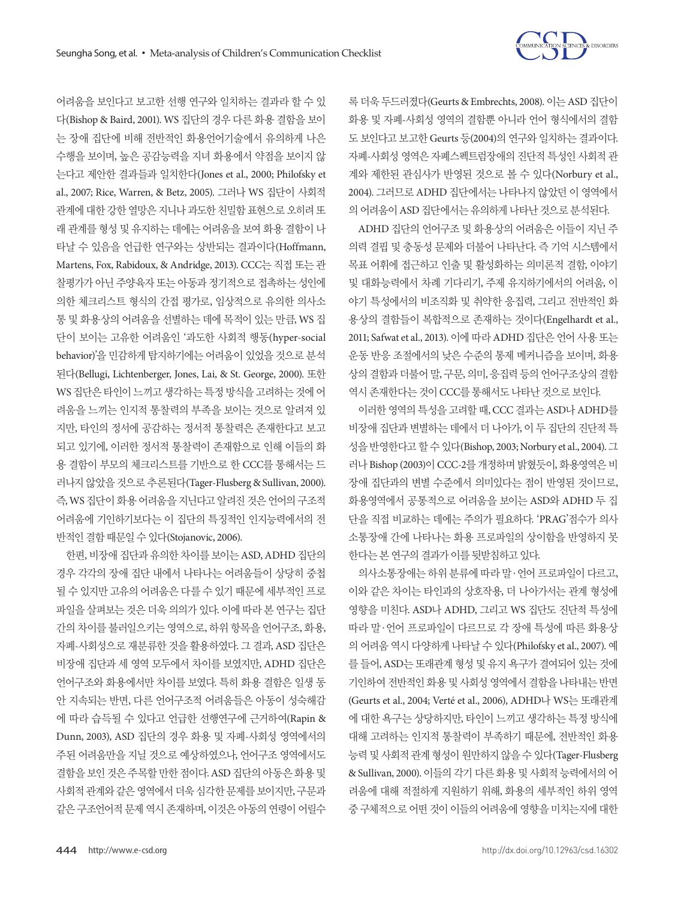어려움을 보인다고 보고한 선행 연구와 일치하는 결과라 할 수 있다(Bishop & Baird, 2001). WS 집단의 경우 다른 화용 결함을 보이는 장애 집단에 비해 전반적인 화용언어기술에서 유의하게 나은 수행을 보이며, 높은 공감능력을 지녀 화용에서 약점을 보이지 않는다고 제안한 결과들과 일치한다(Jones et al., 2000; Philofsky et al., 2007; Rice, Warren, & Betz, 2005). 그러나 WS 집단이 사회적 관계에 대한 강한 열망은 지니나 과도한 친밀함 표현으로 오히려 또래 관계를 형성 및 유지하는 데에는 어려움을 보여 화용 결함이 나타날 수 있음을 언급한 연구와는 상반되는 결과이다(Hoffmann, Martens, Fox, Rabidoux, & Andridge, 2013). CCC는 직접 또는 관찰평가가 아닌 주양육자 또는 아동과 정기적으로 접촉하는 성인에 의한 체크리스트 형식의 간접 평가로, 임상적으로 유의한 의사소통 및 화용상의 어려움을 선별하는 데에 목적이 있는 만큼, WS 집단이 보이는 고유한 어려움인 '과도한 사회적 행동(hyper-social behavior)'을 민감하게 탐지하기에는 어려움이 있었을 것으로 분석된다(Bellugi, Lichtenberger, Jones, Lai, & St. George, 2000). 또한 WS 집단은 타인이 느끼고 생각하는 특정 방식을 고려하는 것에 어려움을 느끼는 인지적 통찰력의 부족을 보이는 것으로 알려져 있지만, 타인의 정서에 공감하는 정서적 통찰력은 존재한다고 보고되고 있기에, 이러한 정서적 통찰력이 존재함으로 인해 이들의 화용 결함이 부모의 체크리스트를 기반으로 한 CCC를 통해서는 드러나지 않았을 것으로 추론된다(Tager-Flusberg & Sullivan, 2000). 즉, WS 집단이 화용 어려움을 지닌다고 알려진 것은 언어의 구조적 어려움에 기인하기보다는 이 집단의 특징적인 인지능력에서의 전반적인 결함 때문일 수 있다(Stojanovic, 2006).

한편, 비장애 집단과 유의한 차이를 보이는 ASD, ADHD 집단의 경우 각각의 장애 집단 내에서 나타나는 어려움들이 상당히 중첩될 수 있지만 고유의 어려움은 다를 수 있기 때문에 세부적인 프로파일을 살펴보는 것은 더욱 의의가 있다. 이에 따라 본 연구는 집단 간의 차이를 불러일으키는 영역으로, 하위 항목을 언어구조, 화용, 자폐-사회성으로 재분류한 것을 활용하였다. 그 결과, ASD 집단은 비장애 집단과 세 영역 모두에서 차이를 보였지만, ADHD 집단은 언어구조와 화용에서만 차이를 보였다. 특히 화용 결함은 일생 동안 지속되는 반면, 다른 언어구조적 어려움들은 아동이 성숙해감에 따라 습득될 수 있다고 언급한 선행연구에 근거하여(Rapin & Dunn, 2003), ASD 집단의 경우 화용 및 자폐-사회성 영역에서의 주된 어려움만을 지닐 것으로 예상하였으나, 언어구조 영역에서도 결함을 보인 것은 주목할 만한 점이다. ASD 집단의 아동은 화용 및 사회적 관계와 같은 영역에서 더욱 심각한 문제를 보이지만, 구문과 같은 구조언어적 문제 역시 존재하며, 이것은 아동의 연령이 어릴수록 더욱 두드러졌다(Geurts & Embrechts, 2008). 이는 ASD 집단이 화용 및 자폐-사회성 영역의 결함뿐 아니라 언어 형식에서의 결함도 보인다고 보고한 Geurts 등(2004)의 연구와 일치하는 결과이다. 자폐-사회성 영역은 자폐스펙트럼장애의 진단적 특성인 사회적 관계와 제한된 관심사가 반영된 것으로 볼 수 있다(Norbury et al., 2004). 그러므로 ADHD 집단에서는 나타나지 않았던 이 영역에서의 어려움이 ASD 집단에서는 유의하게 나타난 것으로 분석된다.

ADHD 집단의 언어구조 및 화용상의 어려움은 이들이 지닌 주의력 결핍 및 충동성 문제와 더불어 나타난다. 즉 기억 시스템에서 목표 어휘에 접근하고 인출 및 활성화하는 의미론적 결함, 이야기 및 대화능력에서 차례 기다리기, 주제 유지하기에서의 어려움, 이야기 특성에서의 비조직화 및 취약한 응집력, 그리고 전반적인 화용상의 결함들이 복합적으로 존재하는 것이다(Engelhardt et al., 2011; Safwat et al., 2013). 이에 따라 ADHD 집단은 언어 사용 또는 운동 반응 조절에서의 낮은 수준의 통제 메커니즘을 보이며, 화용상의 결함과 더불어 말, 구문, 의미, 응집력 등의 언어구조상의 결함 역시 존재한다는 것이 CCC를 통해서도 나타난 것으로 보인다.

이러한 영역의 특성을 고려할 때, CCC 결과는 ASD나 ADHD를 비장애 집단과 변별하는 데에서 더 나아가, 이 두 집단의 진단적 특성을 반영한다고 할 수 있다(Bishop, 2003; Norbury et al., 2004). 그러나 Bishop (2003)이 CCC-2를 개정하며 밝혔듯이, 화용영역은 비장애 집단과의 변별 수준에서 의미있다는 점이 반영된 것이므로, 화용영역에서 공통적으로 어려움을 보이는 ASD와 ADHD 두 집단을 직접 비교하는 데에는 주의가 필요하다. 'PRAG'점수가 의사소통장애 간에 나타나는 화용 프로파일의 상이함을 반영하지 못한다는 본 연구의 결과가 이를 뒷받침하고 있다.

의사소통장애는 하위 분류에 따라 말·언어 프로파일이 다르고, 이와 같은 차이는 타인과의 상호작용, 더 나아가서는 관계 형성에 영향을 미친다. ASD나 ADHD, 그리고 WS 집단도 진단적 특성에 따라 말·언어 프로파일이 다르므로 각 장애 특성에 따른 화용상의 어려움 역시 다양하게 나타날 수 있다(Philofsky et al., 2007). 예를 들어, ASD는 또래관계 형성 및 유지 욕구가 결여되어 있는 것에 기인하여 전반적인 화용 및 사회성 영역에서 결함을 나타내는 반면(Geurts et al., 2004; Verté et al., 2006), ADHD나 WS는 또래관계에 대한 욕구는 상당하지만, 타인이 느끼고 생각하는 특정 방식에 대해 고려하는 인지적 통찰력이 부족하기 때문에, 전반적인 화용능력 및 사회적 관계 형성이 원만하지 않을 수 있다(Tager-Flusberg & Sullivan, 2000). 이들의 각기 다른 화용 및 사회적 능력에서의 어려움에 대해 적절하게 지원하기 위해, 화용의 세부적인 하위 영역 중 구체적으로 어떤 것이 이들의 어려움에 영향을 미치는지에 대한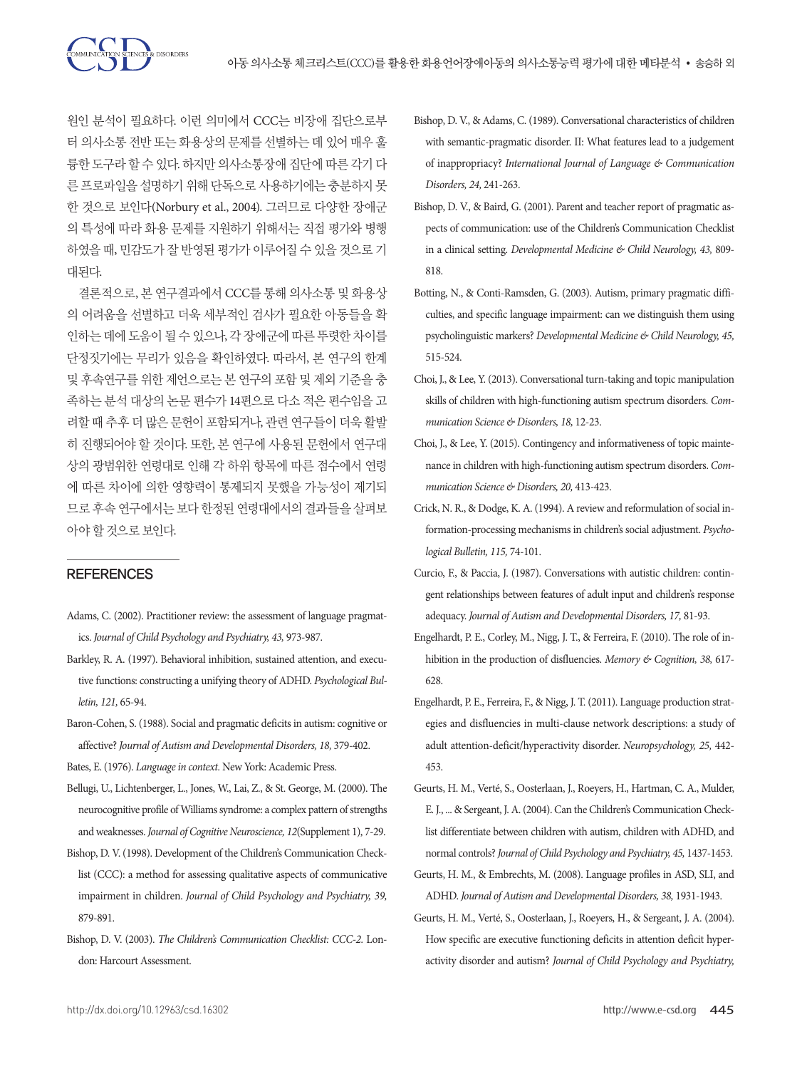원인 분석이 필요하다. 이런 의미에서 CCC는 비장애 집단으로부터 의사소통 전반 또는 화용상의 문제를 선별하는 데 있어 매우 훌륭한 도구라 할 수 있다. 하지만 의사소통장애 집단에 따른 각기 다른 프로파일을 설명하기 위해 단독으로 사용하기에는 충분하지 못한 것으로 보인다(Norbury et al., 2004). 그러므로 다양한 장애군의 특성에 따라 화용 문제를 지원하기 위해서는 직접 평가와 병행하였을 때, 민감도가 잘 반영된 평가가 이루어질 수 있을 것으로 기대된다.

결론적으로, 본 연구결과에서 CCC를 통해 의사소통 및 화용상의 어려움을 선별하고 더욱 세부적인 검사가 필요한 아동들을 확인하는 데에 도움이 될 수 있으나, 각 장애군에 따른 뚜렷한 차이를 단정짓기에는 무리가 있음을 확인하였다. 따라서, 본 연구의 한계 및 후속연구를 위한 제언으로는 본 연구의 포함 및 제외 기준을 충족하는 분석 대상의 논문 편수가 14편으로 다소 적은 편수임을 고려할 때 추후 더 많은 문헌이 포함되거나, 관련 연구들이 더욱 활발히 진행되어야 할 것이다. 또한, 본 연구에 사용된 문헌에서 연구대상의 광범위한 연령대로 인해 각 하위 항목에 따른 점수에서 연령에 따른 차이에 의한 영향력이 통제되지 못했을 가능성이 제기되므로 후속 연구에서는 보다 한정된 연령대에서의 결과들을 살펴보아야 할 것으로 보인다.

## REFERENCES

Adams, C. (2002). Practitioner review: the assessment of language pragmatics. *Journal of Child Psychology and Psychiatry, 43,* 973-987.

Barkley, R. A. (1997). Behavioral inhibition, sustained attention, and executive functions: constructing a unifying theory of ADHD. *Psychological Bulletin, 121,* 65-94.

Baron-Cohen, S. (1988). Social and pragmatic deficits in autism: cognitive or affective? *Journal of Autism and Developmental Disorders, 18,* 379-402.

Bates, E. (1976). *Language in context*. New York: Academic Press.

Bellugi, U., Lichtenberger, L., Jones, W., Lai, Z., & St. George, M. (2000). The neurocognitive profile of Williams syndrome: a complex pattern of strengths and weaknesses. *Journal of Cognitive Neuroscience, 12*(Supplement 1), 7-29.

Bishop, D. V. (1998). Development of the Children's Communication Checklist (CCC): a method for assessing qualitative aspects of communicative impairment in children. *Journal of Child Psychology and Psychiatry, 39,* 879-891.

Bishop, D. V. (2003). *The Children's Communication Checklist: CCC-2.* London: Harcourt Assessment.

Bishop, D. V., & Adams, C. (1989). Conversational characteristics of children with semantic-pragmatic disorder. II: What features lead to a judgement of inappropriacy? *International Journal of Language & Communication Disorders, 24,* 241-263.

Bishop, D. V., & Baird, G. (2001). Parent and teacher report of pragmatic aspects of communication: use of the Children's Communication Checklist in a clinical setting. *Developmental Medicine & Child Neurology, 43,* 809-818.

Botting, N., & Conti-Ramsden, G. (2003). Autism, primary pragmatic difficulties, and specific language impairment: can we distinguish them using psycholinguistic markers? *Developmental Medicine & Child Neurology, 45,* 515-524.

Choi, J., & Lee, Y. (2013). Conversational turn-taking and topic manipulation skills of children with high-functioning autism spectrum disorders. *Communication Science & Disorders, 18,* 12-23.

Choi, J., & Lee, Y. (2015). Contingency and informativeness of topic maintenance in children with high-functioning autism spectrum disorders. *Communication Science & Disorders, 20,* 413-423.

Crick, N. R., & Dodge, K. A. (1994). A review and reformulation of social information-processing mechanisms in children's social adjustment. *Psychological Bulletin, 115,* 74-101.

Curcio, F., & Paccia, J. (1987). Conversations with autistic children: contingent relationships between features of adult input and children's response adequacy. *Journal of Autism and Developmental Disorders, 17,* 81-93.

Engelhardt, P. E., Corley, M., Nigg, J. T., & Ferreira, F. (2010). The role of inhibition in the production of disfluencies. *Memory & Cognition, 38,* 617-628.

Engelhardt, P. E., Ferreira, F., & Nigg, J. T. (2011). Language production strategies and disfluencies in multi-clause network descriptions: a study of adult attention-deficit/hyperactivity disorder. *Neuropsychology, 25,* 442-453.

Geurts, H. M., Verté, S., Oosterlaan, J., Roeyers, H., Hartman, C. A., Mulder, E. J., ... & Sergeant, J. A. (2004). Can the Children's Communication Checklist differentiate between children with autism, children with ADHD, and normal controls? *Journal of Child Psychology and Psychiatry, 45,* 1437-1453.

Geurts, H. M., & Embrechts, M. (2008). Language profiles in ASD, SLI, and ADHD. *Journal of Autism and Developmental Disorders, 38,* 1931-1943.

Geurts, H. M., Verté, S., Oosterlaan, J., Roeyers, H., & Sergeant, J. A. (2004). How specific are executive functioning deficits in attention deficit hyperactivity disorder and autism? *Journal of Child Psychology and Psychiatry,*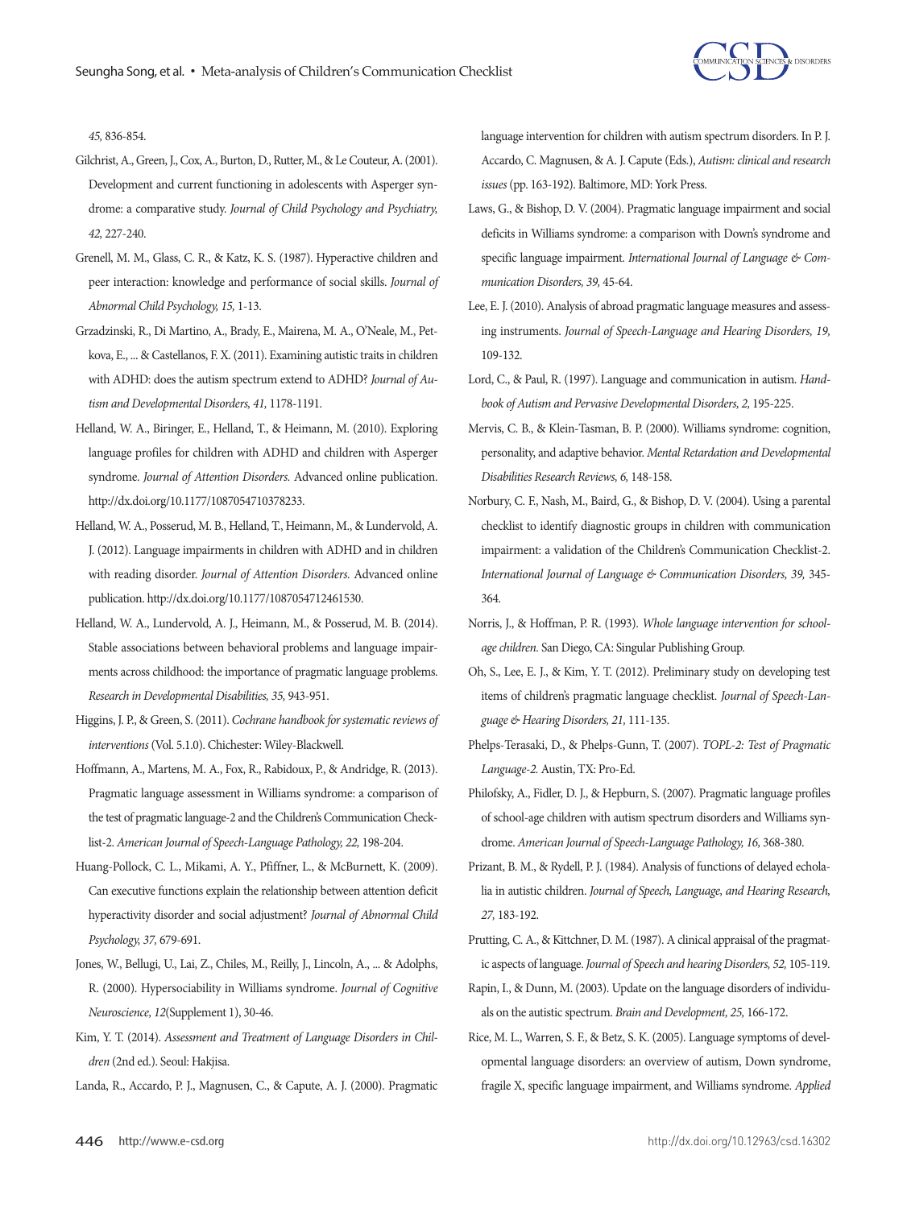*45,* 836-854.

Gilchrist, A., Green, J., Cox, A., Burton, D., Rutter, M., & Le Couteur, A. (2001). Development and current functioning in adolescents with Asperger syndrome: a comparative study. *Journal of Child Psychology and Psychiatry, 42,* 227-240.

Grenell, M. M., Glass, C. R., & Katz, K. S. (1987). Hyperactive children and peer interaction: knowledge and performance of social skills. *Journal of Abnormal Child Psychology, 15,* 1-13.

Grzadzinski, R., Di Martino, A., Brady, E., Mairena, M. A., O'Neale, M., Petkova, E., ... & Castellanos, F. X. (2011). Examining autistic traits in children with ADHD: does the autism spectrum extend to ADHD? *Journal of Autism and Developmental Disorders, 41,* 1178-1191.

Helland, W. A., Biringer, E., Helland, T., & Heimann, M. (2010). Exploring language profiles for children with ADHD and children with Asperger syndrome. *Journal of Attention Disorders.* Advanced online publication. http://dx.doi.org/10.1177/1087054710378233.

Helland, W. A., Posserud, M. B., Helland, T., Heimann, M., & Lundervold, A. J. (2012). Language impairments in children with ADHD and in children with reading disorder. *Journal of Attention Disorders.* Advanced online publication. http://dx.doi.org/10.1177/1087054712461530.

Helland, W. A., Lundervold, A. J., Heimann, M., & Posserud, M. B. (2014). Stable associations between behavioral problems and language impairments across childhood: the importance of pragmatic language problems. *Research in Developmental Disabilities, 35,* 943-951.

Higgins, J. P., & Green, S. (2011). *Cochrane handbook for systematic reviews of interventions* (Vol. 5.1.0). Chichester: Wiley-Blackwell.

Hoffmann, A., Martens, M. A., Fox, R., Rabidoux, P., & Andridge, R. (2013). Pragmatic language assessment in Williams syndrome: a comparison of the test of pragmatic language-2 and the Children's Communication Checklist-2. *American Journal of Speech-Language Pathology, 22,* 198-204.

Huang-Pollock, C. L., Mikami, A. Y., Pfiffner, L., & McBurnett, K. (2009). Can executive functions explain the relationship between attention deficit hyperactivity disorder and social adjustment? *Journal of Abnormal Child Psychology, 37,* 679-691.

Jones, W., Bellugi, U., Lai, Z., Chiles, M., Reilly, J., Lincoln, A., ... & Adolphs, R. (2000). Hypersociability in Williams syndrome. *Journal of Cognitive Neuroscience, 12*(Supplement 1), 30-46.

Kim, Y. T. (2014). *Assessment and Treatment of Language Disorders in Children* (2nd ed.). Seoul: Hakjisa.

Landa, R., Accardo, P. J., Magnusen, C., & Capute, A. J. (2000). Pragmatic language intervention for children with autism spectrum disorders. In P. J. Accardo, C. Magnusen, & A. J. Capute (Eds.), *Autism: clinical and research issues* (pp. 163-192). Baltimore, MD: York Press.

Laws, G., & Bishop, D. V. (2004). Pragmatic language impairment and social deficits in Williams syndrome: a comparison with Down's syndrome and specific language impairment. *International Journal of Language & Communication Disorders, 39,* 45-64.

Lee, E. J. (2010). Analysis of abroad pragmatic language measures and assessing instruments. *Journal of Speech-Language and Hearing Disorders, 19,* 109-132.

Lord, C., & Paul, R. (1997). Language and communication in autism. *Handbook of Autism and Pervasive Developmental Disorders, 2,* 195-225.

Mervis, C. B., & Klein-Tasman, B. P. (2000). Williams syndrome: cognition, personality, and adaptive behavior. *Mental Retardation and Developmental Disabilities Research Reviews, 6,* 148-158.

Norbury, C. F., Nash, M., Baird, G., & Bishop, D. V. (2004). Using a parental checklist to identify diagnostic groups in children with communication impairment: a validation of the Children's Communication Checklist-2. *International Journal of Language & Communication Disorders, 39,* 345-364.

Norris, J., & Hoffman, P. R. (1993). *Whole language intervention for school-age children.* San Diego, CA: Singular Publishing Group.

Oh, S., Lee, E. J., & Kim, Y. T. (2012). Preliminary study on developing test items of children's pragmatic language checklist. *Journal of Speech-Language & Hearing Disorders, 21,* 111-135.

Phelps-Terasaki, D., & Phelps-Gunn, T. (2007). *TOPL-2: Test of Pragmatic Language-2.* Austin, TX: Pro-Ed.

Philofsky, A., Fidler, D. J., & Hepburn, S. (2007). Pragmatic language profiles of school-age children with autism spectrum disorders and Williams syndrome. *American Journal of Speech-Language Pathology, 16,* 368-380.

Prizant, B. M., & Rydell, P. J. (1984). Analysis of functions of delayed echolalia in autistic children. *Journal of Speech, Language, and Hearing Research, 27,* 183-192.

Prutting, C. A., & Kittchner, D. M. (1987). A clinical appraisal of the pragmatic aspects of language. *Journal of Speech and hearing Disorders, 52,* 105-119.

Rapin, I., & Dunn, M. (2003). Update on the language disorders of individuals on the autistic spectrum. *Brain and Development, 25,* 166-172.

Rice, M. L., Warren, S. F., & Betz, S. K. (2005). Language symptoms of developmental language disorders: an overview of autism, Down syndrome, fragile X, specific language impairment, and Williams syndrome. *Applied*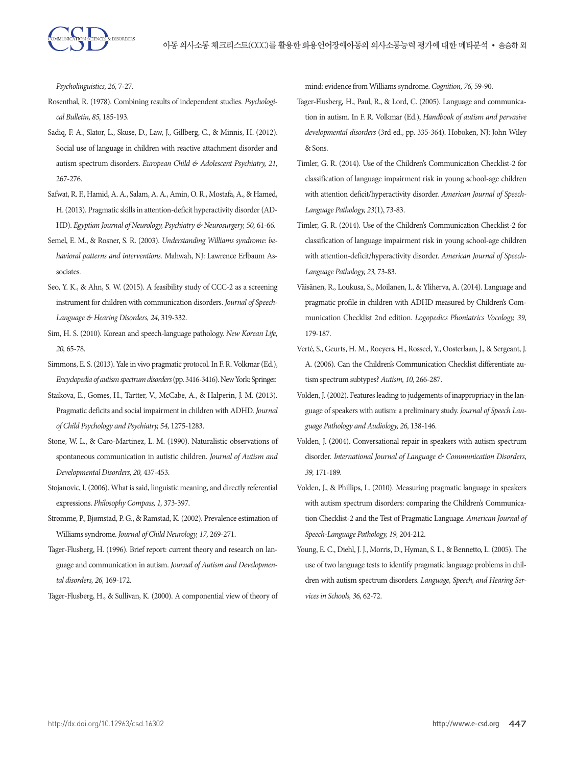*Psycholinguistics, 26,* 7-27.

Rosenthal, R. (1978). Combining results of independent studies. *Psychological Bulletin, 85,* 185-193.

Sadiq, F. A., Slator, L., Skuse, D., Law, J., Gillberg, C., & Minnis, H. (2012). Social use of language in children with reactive attachment disorder and autism spectrum disorders. *European Child & Adolescent Psychiatry, 21,* 267-276.

Safwat, R. F., Hamid, A. A., Salam, A. A., Amin, O. R., Mostafa, A., & Hamed, H. (2013). Pragmatic skills in attention-deficit hyperactivity disorder (ADHD). *Egyptian Journal of Neurology, Psychiatry & Neurosurgery, 50,* 61-66.

Semel, E. M., & Rosner, S. R. (2003). *Understanding Williams syndrome: behavioral patterns and interventions.* Mahwah, NJ: Lawrence Erlbaum Associates.

Seo, Y. K., & Ahn, S. W. (2015). A feasibility study of CCC-2 as a screening instrument for children with communication disorders. *Journal of Speech-Language & Hearing Disorders, 24,* 319-332.

Sim, H. S. (2010). Korean and speech-language pathology. *New Korean Life, 20,* 65-78.

Simmons, E. S. (2013). Yale in vivo pragmatic protocol. In F. R. Volkmar (Ed.), *Encyclopedia of autism spectrum disorders* (pp. 3416-3416). New York: Springer.

Staikova, E., Gomes, H., Tartter, V., McCabe, A., & Halperin, J. M. (2013). Pragmatic deficits and social impairment in children with ADHD. *Journal of Child Psychology and Psychiatry, 54,* 1275-1283.

Stone, W. L., & Caro-Martinez, L. M. (1990). Naturalistic observations of spontaneous communication in autistic children. *Journal of Autism and Developmental Disorders, 20,* 437-453.

Stojanovic, I. (2006). What is said, linguistic meaning, and directly referential expressions. *Philosophy Compass, 1,* 373-397.

Strømme, P., Bjømstad, P. G., & Ramstad, K. (2002). Prevalence estimation of Williams syndrome. *Journal of Child Neurology, 17,* 269-271.

Tager-Flusberg, H. (1996). Brief report: current theory and research on language and communication in autism. *Journal of Autism and Developmental disorders, 26,* 169-172.

Tager-Flusberg, H., & Sullivan, K. (2000). A componential view of theory of mind: evidence from Williams syndrome. *Cognition, 76,* 59-90.

Tager-Flusberg, H., Paul, R., & Lord, C. (2005). Language and communication in autism. In F. R. Volkmar (Ed.), *Handbook of autism and pervasive developmental disorders* (3rd ed., pp. 335-364). Hoboken, NJ: John Wiley & Sons.

Timler, G. R. (2014). Use of the Children's Communication Checklist-2 for classification of language impairment risk in young school-age children with attention deficit/hyperactivity disorder. *American Journal of Speech-Language Pathology, 23*(1), 73-83.

Timler, G. R. (2014). Use of the Children's Communication Checklist-2 for classification of language impairment risk in young school-age children with attention-deficit/hyperactivity disorder. *American Journal of Speech-Language Pathology, 23,* 73-83.

Väisänen, R., Loukusa, S., Moilanen, I., & Yliherva, A. (2014). Language and pragmatic profile in children with ADHD measured by Children's Communication Checklist 2nd edition. *Logopedics Phoniatrics Vocology, 39,* 179-187.

Verté, S., Geurts, H. M., Roeyers, H., Rosseel, Y., Oosterlaan, J., & Sergeant, J. A. (2006). Can the Children's Communication Checklist differentiate autism spectrum subtypes? *Autism, 10,* 266-287.

Volden, J. (2002). Features leading to judgements of inappropriacy in the language of speakers with autism: a preliminary study. *Journal of Speech Language Pathology and Audiology, 26,* 138-146.

Volden, J. (2004). Conversational repair in speakers with autism spectrum disorder. *International Journal of Language & Communication Disorders, 39,* 171-189.

Volden, J., & Phillips, L. (2010). Measuring pragmatic language in speakers with autism spectrum disorders: comparing the Children's Communication Checklist-2 and the Test of Pragmatic Language. *American Journal of Speech-Language Pathology, 19,* 204-212.

Young, E. C., Diehl, J. J., Morris, D., Hyman, S. L., & Bennetto, L. (2005). The use of two language tests to identify pragmatic language problems in children with autism spectrum disorders. *Language, Speech, and Hearing Services in Schools, 36,* 62-72.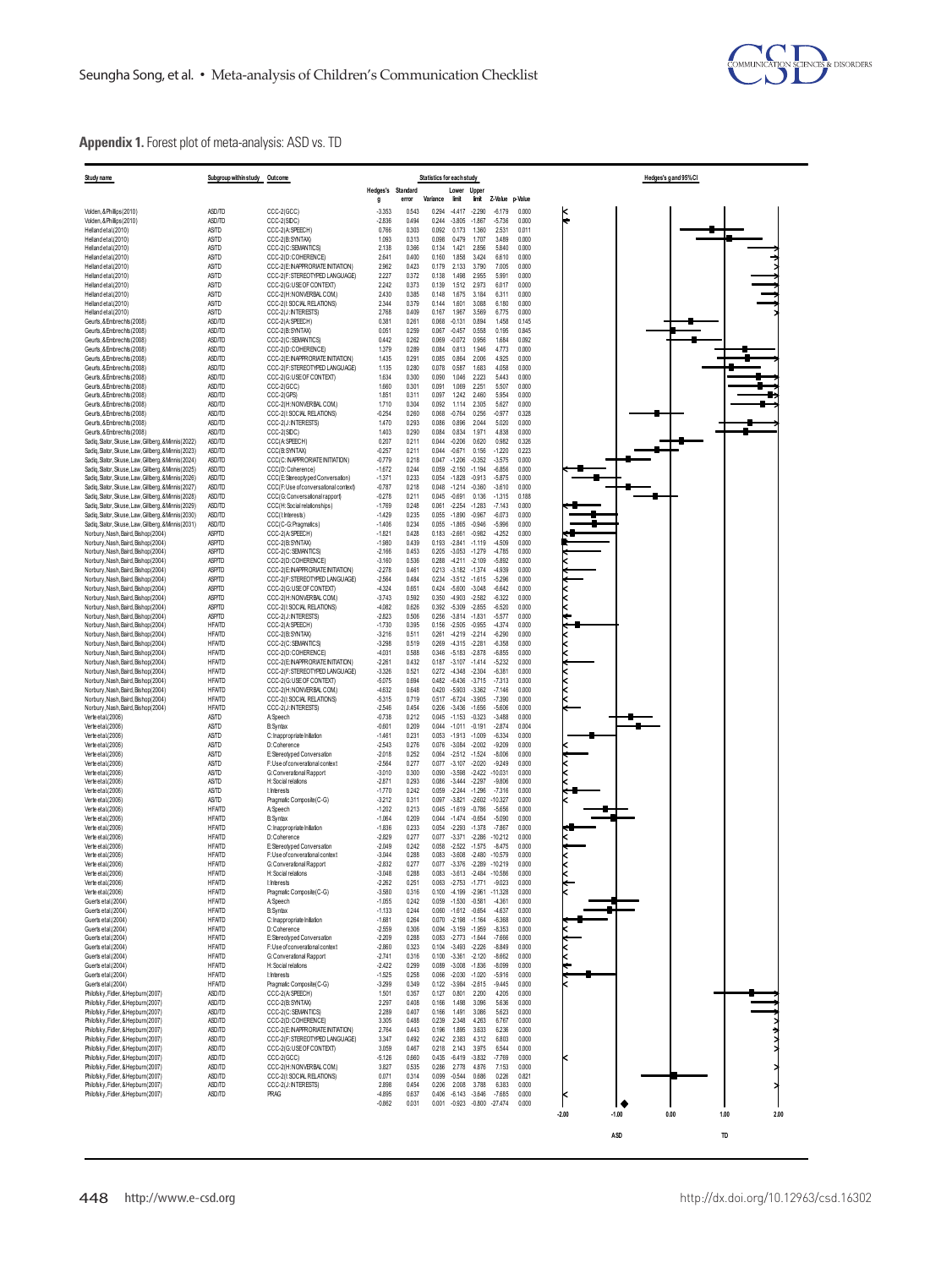**Appendix 1.** Forest plot of meta-analysis: ASD vs. TD

| Study name | Subgroup within study | Outcome | Hedges's g | Standard error | Variance | Lower limit | Upper limit | Z-Value | p-Value |
|---|---|---|---|---|---|---|---|---|---|
| Volden, & Phillips (2010) | ASD/TD | CCC-2 (GCC) | -3.353 | 0.543 | 0.294 | -4.417 | -2.290 | -6.179 | 0.000 |
| Volden, & Phillips (2010) | ASD/TD | CCC-2 (SIDC) | -2.836 | 0.494 | 0.244 | -3.805 | -1.867 | -5.736 | 0.000 |
| Helland et al. (2010) | AS/TD | CCC-2 (A: SPEECH) | 0.766 | 0.303 | 0.092 | 0.173 | 1.360 | 2.531 | 0.011 |
| Helland et al. (2010) | AS/TD | CCC-2 (B: SYNTAX) | 1.093 | 0.313 | 0.098 | 0.479 | 1.707 | 3.489 | 0.000 |
| Helland et al. (2010) | AS/TD | CCC-2 (C: SEMANTICS) | 2.138 | 0.366 | 0.134 | 1.421 | 2.856 | 5.840 | 0.000 |
| Helland et al. (2010) | AS/TD | CCC-2 (D: COHERENCE) | 2.641 | 0.400 | 0.160 | 1.858 | 3.424 | 6.610 | 0.000 |
| Helland et al. (2010) | AS/TD | CCC-2 (E: INAPPROPRIATE INITIATION) | 2.962 | 0.423 | 0.179 | 2.133 | 3.790 | 7.005 | 0.000 |
| Helland et al. (2010) | AS/TD | CCC-2 (F: STEREOTYPED LANGUAGE) | 2.227 | 0.372 | 0.138 | 1.498 | 2.955 | 5.991 | 0.000 |
| Helland et al. (2010) | AS/TD | CCC-2 (G: USE OF CONTEXT) | 2.242 | 0.373 | 0.139 | 1.512 | 2.973 | 6.017 | 0.000 |
| Helland et al. (2010) | AS/TD | CCC-2 (H: NONVERBAL COM.) | 2.430 | 0.385 | 0.148 | 1.675 | 3.184 | 6.311 | 0.000 |
| Helland et al. (2010) | AS/TD | CCC-2 (I: SOCIAL RELATIONS) | 2.344 | 0.379 | 0.144 | 1.601 | 3.088 | 6.180 | 0.000 |
| Helland et al. (2010) | AS/TD | CCC-2 (J: INTERESTS) | 2.768 | 0.409 | 0.167 | 1.967 | 3.569 | 6.775 | 0.000 |
| Geurts, & Embrechts (2008) | ASD/TD | CCC-2 (A: SPEECH) | 0.381 | 0.261 | 0.068 | -0.131 | 0.894 | 1.458 | 0.145 |
| Geurts, & Embrechts (2008) | ASD/TD | CCC-2 (B: SYNTAX) | 0.051 | 0.259 | 0.067 | -0.457 | 0.558 | 0.195 | 0.845 |
| Geurts, & Embrechts (2008) | ASD/TD | CCC-2 (C: SEMANTICS) | 0.442 | 0.262 | 0.069 | -0.072 | 0.956 | 1.684 | 0.092 |
| Geurts, & Embrechts (2008) | ASD/TD | CCC-2 (D: COHERENCE) | 1.379 | 0.289 | 0.084 | 0.813 | 1.946 | 4.773 | 0.000 |
| Geurts, & Embrechts (2008) | ASD/TD | CCC-2 (E: INAPPROPRIATE INITIATION) | 1.435 | 0.291 | 0.085 | 0.864 | 2.006 | 4.925 | 0.000 |
| Geurts, & Embrechts (2008) | ASD/TD | CCC-2 (F: STEREOTYPED LANGUAGE) | 1.135 | 0.280 | 0.078 | 0.587 | 1.683 | 4.058 | 0.000 |
| Geurts, & Embrechts (2008) | ASD/TD | CCC-2 (G: USE OF CONTEXT) | 1.634 | 0.300 | 0.090 | 1.046 | 2.223 | 5.443 | 0.000 |
| Geurts, & Embrechts (2008) | ASD/TD | CCC-2 (GCC) | 1.660 | 0.301 | 0.091 | 1.069 | 2.251 | 5.507 | 0.000 |
| Geurts, & Embrechts (2008) | ASD/TD | CCC-2 (GPS) | 1.851 | 0.311 | 0.097 | 1.242 | 2.460 | 5.954 | 0.000 |
| Geurts, & Embrechts (2008) | ASD/TD | CCC-2 (H: NONVERBAL COM.) | 1.710 | 0.304 | 0.092 | 1.114 | 2.305 | 5.627 | 0.000 |
| Geurts, & Embrechts (2008) | ASD/TD | CCC-2 (I: SOCIAL RELATIONS) | -0.254 | 0.260 | 0.068 | -0.764 | 0.256 | -0.977 | 0.328 |
| Geurts, & Embrechts (2008) | ASD/TD | CCC-2 (J: INTERESTS) | 1.470 | 0.293 | 0.086 | 0.896 | 2.044 | 5.020 | 0.000 |
| Geurts, & Embrechts (2008) | ASD/TD | CCC-2 (SIDC) | 1.403 | 0.290 | 0.084 | 0.834 | 1.971 | 4.838 | 0.000 |
| Sadiq, Slator, Skuse, Law, Gillberg, & Minnis (2022) | ASD/TD | CCC (A: SPEECH) | 0.207 | 0.211 | 0.044 | -0.206 | 0.620 | 0.982 | 0.326 |
| Sadiq, Slator, Skuse, Law, Gillberg, & Minnis (2023) | ASD/TD | CCC (B: SYNTAX) | -0.257 | 0.211 | 0.044 | -0.671 | 0.156 | -1.220 | 0.223 |
| Sadiq, Slator, Skuse, Law, Gillberg, & Minnis (2024) | ASD/TD | CCC (C: INAPPROPRIATE INITIATION) | -0.779 | 0.218 | 0.047 | -1.206 | -0.352 | -3.575 | 0.000 |
| Sadiq, Slator, Skuse, Law, Gillberg, & Minnis (2025) | ASD/TD | CCC (D: Coherence) | -1.672 | 0.244 | 0.059 | -2.150 | -1.194 | -6.856 | 0.000 |
| Sadiq, Slator, Skuse, Law, Gillberg, & Minnis (2026) | ASD/TD | CCC (E: Stereotyped Conversation) | -1.371 | 0.233 | 0.054 | -1.828 | -0.913 | -5.875 | 0.000 |
| Sadiq, Slator, Skuse, Law, Gillberg, & Minnis (2027) | ASD/TD | CCC (F: Use of conversational context) | -0.787 | 0.218 | 0.048 | -1.214 | -0.360 | -3.610 | 0.000 |
| Sadiq, Slator, Skuse, Law, Gillberg, & Minnis (2028) | ASD/TD | CCC (G: Conversational rapport) | -0.278 | 0.211 | 0.045 | -0.691 | 0.136 | -1.315 | 0.188 |
| Sadiq, Slator, Skuse, Law, Gillberg, & Minnis (2029) | ASD/TD | CCC (H: Social relationships) | -1.769 | 0.248 | 0.061 | -2.254 | -1.283 | -7.143 | 0.000 |
| Sadiq, Slator, Skuse, Law, Gillberg, & Minnis (2030) | ASD/TD | CCC (I: Interests) | -1.429 | 0.235 | 0.055 | -1.890 | -0.967 | -6.073 | 0.000 |
| Sadiq, Slator, Skuse, Law, Gillberg, & Minnis (2031) | ASD/TD | CCC (C-G: Pragmatics) | -1.406 | 0.234 | 0.055 | -1.865 | -0.946 | -5.996 | 0.000 |
| Norbury, Nash, Baird, Bishop (2004) | ASP/TD | CCC-2 (A: SPEECH) | -1.821 | 0.428 | 0.183 | -2.661 | -0.982 | -4.252 | 0.000 |
| Norbury, Nash, Baird, Bishop (2004) | ASP/TD | CCC-2 (B: SYNTAX) | -1.980 | 0.439 | 0.193 | -2.841 | -1.119 | -4.506 | 0.000 |
| Norbury, Nash, Baird, Bishop (2004) | ASP/TD | CCC-2 (C: SEMANTICS) | -2.166 | 0.453 | 0.205 | -3.053 | -1.279 | -4.785 | 0.000 |
| Norbury, Nash, Baird, Bishop (2004) | ASP/TD | CCC-2 (D: COHERENCE) | -3.160 | 0.536 | 0.288 | -4.211 | -2.109 | -5.892 | 0.000 |
| Norbury, Nash, Baird, Bishop (2004) | ASP/TD | CCC-2 (E: INAPPROPRIATE INITIATION) | -2.278 | 0.461 | 0.213 | -3.182 | -1.374 | -4.939 | 0.000 |
| Norbury, Nash, Baird, Bishop (2004) | ASP/TD | CCC-2 (F: STEREOTYPED LANGUAGE) | -2.564 | 0.484 | 0.234 | -3.512 | -1.615 | -5.296 | 0.000 |
| Norbury, Nash, Baird, Bishop (2004) | ASP/TD | CCC-2 (G: USE OF CONTEXT) | -4.324 | 0.651 | 0.424 | -5.600 | -3.048 | -6.642 | 0.000 |
| Norbury, Nash, Baird, Bishop (2004) | ASP/TD | CCC-2 (H: NONVERBAL COM.) | -3.743 | 0.592 | 0.350 | -4.903 | -2.582 | -6.322 | 0.000 |
| Norbury, Nash, Baird, Bishop (2004) | ASP/TD | CCC-2 (I: SOCIAL RELATIONS) | -4.082 | 0.626 | 0.392 | -5.309 | -2.855 | -6.520 | 0.000 |
| Norbury, Nash, Baird, Bishop (2004) | ASP/TD | CCC-2 (J: INTERESTS) | -2.823 | 0.506 | 0.256 | -3.814 | -1.831 | -5.577 | 0.000 |
| Norbury, Nash, Baird, Bishop (2004) | HFA/TD | CCC-2 (A: SPEECH) | -1.730 | 0.395 | 0.156 | -2.505 | -0.955 | -4.374 | 0.000 |
| Norbury, Nash, Baird, Bishop (2004) | HFA/TD | CCC-2 (B: SYNTAX) | -3.216 | 0.511 | 0.261 | -4.219 | -2.214 | -6.290 | 0.000 |
| Norbury, Nash, Baird, Bishop (2004) | HFA/TD | CCC-2 (C: SEMANTICS) | -3.298 | 0.519 | 0.269 | -4.315 | -2.281 | -6.358 | 0.000 |
| Norbury, Nash, Baird, Bishop (2004) | HFA/TD | CCC-2 (D: COHERENCE) | -4.031 | 0.588 | 0.346 | -5.183 | -2.878 | -6.855 | 0.000 |
| Norbury, Nash, Baird, Bishop (2004) | HFA/TD | CCC-2 (E: INAPPROPRIATE INITIATION) | -2.261 | 0.432 | 0.187 | -3.107 | -1.414 | -5.232 | 0.000 |
| Norbury, Nash, Baird, Bishop (2004) | HFA/TD | CCC-2 (F: STEREOTYPED LANGUAGE) | -3.326 | 0.521 | 0.272 | -4.348 | -2.304 | -6.381 | 0.000 |
| Norbury, Nash, Baird, Bishop (2004) | HFA/TD | CCC-2 (G: USE OF CONTEXT) | -5.075 | 0.694 | 0.482 | -6.436 | -3.715 | -7.313 | 0.000 |
| Norbury, Nash, Baird, Bishop (2004) | HFA/TD | CCC-2 (H: NONVERBAL COM.) | -4.632 | 0.648 | 0.420 | -5.903 | -3.362 | -7.146 | 0.000 |
| Norbury, Nash, Baird, Bishop (2004) | HFA/TD | CCC-2 (I: SOCIAL RELATIONS) | -5.315 | 0.719 | 0.517 | -6.724 | -3.905 | -7.390 | 0.000 |
| Norbury, Nash, Baird, Bishop (2004) | HFA/TD | CCC-2 (J: INTERESTS) | -2.546 | 0.454 | 0.206 | -3.436 | -1.656 | -5.606 | 0.000 |
| Verte et al. (2006) | AS/TD | A: Speech | -0.738 | 0.212 | 0.045 | -1.153 | -0.323 | -3.488 | 0.000 |
| Verte et al. (2006) | AS/TD | B: Syntax | -0.601 | 0.209 | 0.044 | -1.011 | -0.191 | -2.874 | 0.004 |
| Verte et al. (2006) | AS/TD | C: Inappropriate Initiation | -1.461 | 0.231 | 0.053 | -1.913 | -1.009 | -6.334 | 0.000 |
| Verte et al. (2006) | AS/TD | D: Coherence | -2.543 | 0.276 | 0.076 | -3.084 | -2.002 | -9.209 | 0.000 |
| Verte et al. (2006) | AS/TD | E: Stereotyped Conversation | -2.018 | 0.252 | 0.064 | -2.512 | -1.524 | -8.006 | 0.000 |
| Verte et al. (2006) | AS/TD | F: Use of converational context | -2.564 | 0.277 | 0.077 | -3.107 | -2.020 | -9.249 | 0.000 |
| Verte et al. (2006) | AS/TD | G: Converational Rapport | -3.010 | 0.300 | 0.090 | -3.598 | -2.422 | -10.031 | 0.000 |
| Verte et al. (2006) | AS/TD | H: Social relations | -2.871 | 0.293 | 0.086 | -3.444 | -2.297 | -9.806 | 0.000 |
| Verte et al. (2006) | AS/TD | I: Interests | -1.770 | 0.242 | 0.059 | -2.244 | -1.296 | -7.316 | 0.000 |
| Verte et al. (2006) | AS/TD | Pragmatic Composite (C-G) | -3.212 | 0.311 | 0.097 | -3.821 | -2.602 | -10.327 | 0.000 |
| Verte et al. (2006) | HFA/TD | A: Speech | -1.202 | 0.213 | 0.045 | -1.619 | -0.786 | -5.656 | 0.000 |
| Verte et al. (2006) | HFA/TD | B: Syntax | -1.064 | 0.209 | 0.044 | -1.474 | -0.654 | -5.090 | 0.000 |
| Verte et al. (2006) | HFA/TD | C: Inappropriate Initiation | -1.836 | 0.233 | 0.054 | -2.293 | -1.378 | -7.867 | 0.000 |
| Verte et al. (2006) | HFA/TD | D: Coherence | -2.829 | 0.277 | 0.077 | -3.371 | -2.286 | -10.212 | 0.000 |
| Verte et al. (2006) | HFA/TD | E: Stereotyped Conversation | -2.049 | 0.242 | 0.058 | -2.522 | -1.575 | -8.475 | 0.000 |
| Verte et al. (2006) | HFA/TD | F: Use of converational context | -3.044 | 0.288 | 0.083 | -3.608 | -2.480 | -10.579 | 0.000 |
| Verte et al. (2006) | HFA/TD | G: Converational Rapport | -2.832 | 0.277 | 0.077 | -3.376 | -2.289 | -10.219 | 0.000 |
| Verte et al. (2006) | HFA/TD | H: Social relations | -3.048 | 0.288 | 0.083 | -3.613 | -2.484 | -10.586 | 0.000 |
| Verte et al. (2006) | HFA/TD | I: Interests | -2.262 | 0.251 | 0.063 | -2.753 | -1.771 | -9.023 | 0.000 |
| Verte et al. (2006) | HFA/TD | Pragmatic Composite (C-G) | -3.580 | 0.316 | 0.100 | -4.199 | -2.961 | -11.328 | 0.000 |
| Geurts et al. (2004) | HFA/TD | A: Speech | -1.055 | 0.242 | 0.059 | -1.530 | -0.581 | -4.361 | 0.000 |
| Geurts et al. (2004) | HFA/TD | B: Syntax | -1.133 | 0.244 | 0.060 | -1.612 | -0.654 | -4.637 | 0.000 |
| Geurts et al. (2004) | HFA/TD | C: Inappropriate Initiation | -1.681 | 0.264 | 0.070 | -2.198 | -1.164 | -6.368 | 0.000 |
| Geurts et al. (2004) | HFA/TD | D: Coherence | -2.559 | 0.306 | 0.094 | -3.159 | -1.959 | -8.353 | 0.000 |
| Geurts et al. (2004) | HFA/TD | E: Stereotyped Conversation | -2.209 | 0.288 | 0.083 | -2.773 | -1.644 | -7.666 | 0.000 |
| Geurts et al. (2004) | HFA/TD | F: Use of converational context | -2.860 | 0.323 | 0.104 | -3.493 | -2.226 | -8.849 | 0.000 |
| Geurts et al. (2004) | HFA/TD | G: Converational Rapport | -2.741 | 0.316 | 0.100 | -3.361 | -2.120 | -8.662 | 0.000 |
| Geurts et al. (2004) | HFA/TD | H: Social relations | -2.422 | 0.299 | 0.089 | -3.008 | -1.836 | -8.099 | 0.000 |
| Geurts et al. (2004) | HFA/TD | I: Interests | -1.525 | 0.258 | 0.066 | -2.030 | -1.020 | -5.916 | 0.000 |
| Geurts et al. (2004) | HFA/TD | Pragmatic Composite (C-G) | -3.299 | 0.349 | 0.122 | -3.984 | -2.615 | -9.445 | 0.000 |
| Philofsky, Fidler, & Hepburn (2007) | ASD/TD | CCC-2 (A: SPEECH) | 1.501 | 0.357 | 0.127 | 0.801 | 2.200 | 4.205 | 0.000 |
| Philofsky, Fidler, & Hepburn (2007) | ASD/TD | CCC-2 (B: SYNTAX) | 2.297 | 0.408 | 0.166 | 1.498 | 3.096 | 5.636 | 0.000 |
| Philofsky, Fidler, & Hepburn (2007) | ASD/TD | CCC-2 (C: SEMANTICS) | 2.289 | 0.407 | 0.166 | 1.491 | 3.086 | 5.623 | 0.000 |
| Philofsky, Fidler, & Hepburn (2007) | ASD/TD | CCC-2 (D: COHERENCE) | 3.305 | 0.488 | 0.239 | 2.348 | 4.263 | 6.767 | 0.000 |
| Philofsky, Fidler, & Hepburn (2007) | ASD/TD | CCC-2 (E: INAPPROPRIATE INITIATION) | 2.764 | 0.443 | 0.196 | 1.895 | 3.633 | 6.236 | 0.000 |
| Philofsky, Fidler, & Hepburn (2007) | ASD/TD | CCC-2 (F: STEREOTYPED LANGUAGE) | 3.347 | 0.492 | 0.242 | 2.383 | 4.312 | 6.803 | 0.000 |
| Philofsky, Fidler, & Hepburn (2007) | ASD/TD | CCC-2 (G: USE OF CONTEXT) | 3.059 | 0.467 | 0.218 | 2.143 | 3.975 | 6.544 | 0.000 |
| Philofsky, Fidler, & Hepburn (2007) | ASD/TD | CCC-2 (GCC) | -5.126 | 0.660 | 0.435 | -6.419 | -3.832 | -7.769 | 0.000 |
| Philofsky, Fidler, & Hepburn (2007) | ASD/TD | CCC-2 (H: NONVERBAL COM.) | 3.827 | 0.535 | 0.286 | 2.778 | 4.876 | 7.153 | 0.000 |
| Philofsky, Fidler, & Hepburn (2007) | ASD/TD | CCC-2 (I: SOCIAL RELATIONS) | 0.071 | 0.314 | 0.099 | -0.544 | 0.686 | 0.226 | 0.821 |
| Philofsky, Fidler, & Hepburn (2007) | ASD/TD | CCC-2 (J: INTERESTS) | 2.898 | 0.454 | 0.206 | 2.008 | 3.788 | 6.383 | 0.000 |
| Philofsky, Fidler, & Hepburn (2007) | ASD/TD | PRAG | -4.895 | 0.637 | 0.406 | -6.143 | -3.646 | -7.685 | 0.000 |
| | | | -0.862 | 0.031 | 0.001 | -0.923 | -0.800 | -27.474 | 0.000 |

Hedges's g and 95% CI (axis: -2.00, -1.00, 0.00, 1.00, 2.00; ASD ← → TD)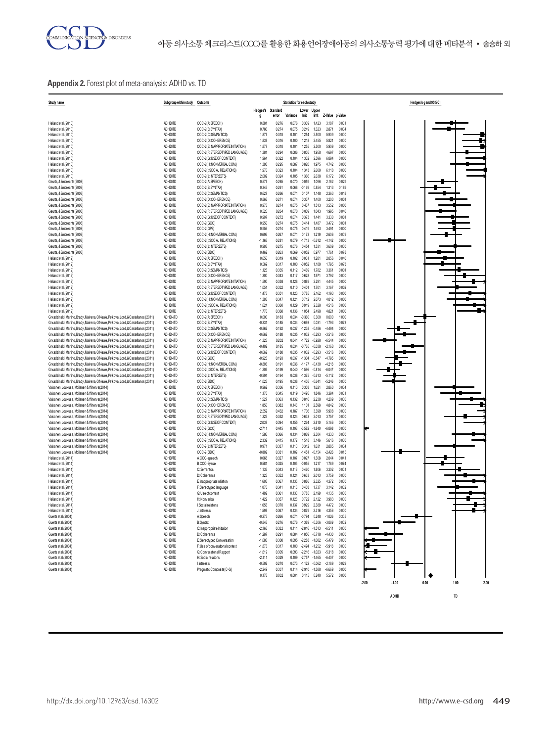**Appendix 2.** Forest plot of meta-analysis: ADHD vs. TD

| Study name | Subgroup within study | Outcome | Hedges's g | Standard error | Variance | Lower limit | Upper limit | Z-Value | p-Value |
|---|---|---|---|---|---|---|---|---|---|
| Helland et al (2010) | ADHD/TD | CCC-2(A:SPEECH) | 0.881 | 0.276 | 0.076 | 0.339 | 1.423 | 3.187 | 0.001 |
| Helland et al (2010) | ADHD/TD | CCC-2(B:SYNTAX) | 0.786 | 0.274 | 0.075 | 0.249 | 1.323 | 2.871 | 0.004 |
| Helland et al (2010) | ADHD/TD | CCC-2(C:SEMANTICS) | 1.877 | 0.318 | 0.101 | 1.254 | 2.500 | 5.909 | 0.000 |
| Helland et al (2010) | ADHD/TD | CCC-2(D:COHERENCE) | 1.837 | 0.316 | 0.100 | 1.218 | 2.455 | 5.821 | 0.000 |
| Helland et al (2010) | ADHD/TD | CCC-2(E:INAPPROPRIATE INITIATION) | 1.877 | 0.318 | 0.101 | 1.255 | 2.500 | 5.909 | 0.000 |
| Helland et al (2010) | ADHD/TD | CCC-2(F:STEREOTYPED LANGUAGE) | 1.381 | 0.294 | 0.086 | 0.805 | 1.958 | 4.697 | 0.000 |
| Helland et al (2010) | ADHD/TD | CCC-2(G:USE OF CONTEXT) | 1.964 | 0.322 | 0.104 | 1.332 | 2.596 | 6.094 | 0.000 |
| Helland et al (2010) | ADHD/TD | CCC-2(H:NONVERBAL COM.) | 1.398 | 0.295 | 0.087 | 0.820 | 1.975 | 4.742 | 0.000 |
| Helland et al (2010) | ADHD/TD | CCC-2(I:SOCIAL RELATIONS) | 1.976 | 0.323 | 0.104 | 1.343 | 2.609 | 6.118 | 0.000 |
| Helland et al (2010) | ADHD/TD | CCC-2(J: INTERESTS) | 2.002 | 0.324 | 0.105 | 1.366 | 2.638 | 6.172 | 0.000 |
| Geurts, & Embrechts (2008) | ADHD/TD | CCC-2(A:SPEECH) | 0.577 | 0.265 | 0.070 | 0.059 | 1.096 | 2.182 | 0.029 |
| Geurts, & Embrechts (2008) | ADHD/TD | CCC-2(B:SYNTAX) | 0.343 | 0.261 | 0.068 | -0.169 | 0.854 | 1.313 | 0.189 |
| Geurts, & Embrechts (2008) | ADHD/TD | CCC-2(C:SEMANTICS) | 0.627 | 0.266 | 0.071 | 0.107 | 1.148 | 2.363 | 0.018 |
| Geurts, & Embrechts (2008) | ADHD/TD | CCC-2(D:COHERENCE) | 0.868 | 0.271 | 0.074 | 0.337 | 1.400 | 3.200 | 0.001 |
| Geurts, & Embrechts (2008) | ADHD/TD | CCC-2(E:INAPPROPRIATE INITIATION) | 0.975 | 0.274 | 0.075 | 0.437 | 1.513 | 3.552 | 0.000 |
| Geurts, & Embrechts (2008) | ADHD/TD | CCC-2(F:STEREOTYPED LANGUAGE) | 0.526 | 0.264 | 0.070 | 0.009 | 1.043 | 1.995 | 0.046 |
| Geurts, & Embrechts (2008) | ADHD/TD | CCC-2(G:USE OF CONTEXT) | 0.907 | 0.272 | 0.074 | 0.373 | 1.441 | 3.330 | 0.001 |
| Geurts, & Embrechts (2008) | ADHD/TD | CCC-2(GCC) | 0.950 | 0.274 | 0.075 | 0.414 | 1.487 | 3.472 | 0.001 |
| Geurts, & Embrechts (2008) | ADHD/TD | CCC-2(GPS) | 0.956 | 0.274 | 0.075 | 0.419 | 1.493 | 3.491 | 0.000 |
| Geurts, & Embrechts (2008) | ADHD/TD | CCC-2(H:NONVERBAL COM.) | 0.696 | 0.267 | 0.071 | 0.173 | 1.219 | 2.606 | 0.009 |
| Geurts, & Embrechts (2008) | ADHD/TD | CCC-2(I:SOCIAL RELATIONS) | -1.163 | 0.281 | 0.079 | -1.713 | -0.612 | -4.142 | 0.000 |
| Geurts, & Embrechts (2008) | ADHD/TD | CCC-2(J: INTERESTS) | 0.993 | 0.275 | 0.076 | 0.454 | 1.531 | 3.609 | 0.000 |
| Geurts, & Embrechts (2008) | ADHD/TD | CCC-2(SIDC) | 0.462 | 0.263 | 0.069 | -0.052 | 0.977 | 1.761 | 0.078 |
| Helland et al (2012) | ADHD/TD | CCC-2(A:SPEECH) | 0.656 | 0.319 | 0.102 | 0.031 | 1.281 | 2.056 | 0.040 |
| Helland et al (2012) | ADHD/TD | CCC-2(B:SYNTAX) | 0.569 | 0.317 | 0.100 | -0.052 | 1.189 | 1.795 | 0.073 |
| Helland et al (2012) | ADHD/TD | CCC-2(C:SEMANTICS) | 1.125 | 0.335 | 0.112 | 0.469 | 1.782 | 3.361 | 0.001 |
| Helland et al (2012) | ADHD/TD | CCC-2(D:COHERENCE) | 1.300 | 0.343 | 0.117 | 0.628 | 1.971 | 3.792 | 0.000 |
| Helland et al (2012) | ADHD/TD | CCC-2(E:INAPPROPRIATE INITIATION) | 1.590 | 0.358 | 0.128 | 0.889 | 2.291 | 4.445 | 0.000 |
| Helland et al (2012) | ADHD/TD | CCC-2(F:STEREOTYPED LANGUAGE) | 1.051 | 0.332 | 0.110 | 0.401 | 1.701 | 3.167 | 0.002 |
| Helland et al (2012) | ADHD/TD | CCC-2(G:USE OF CONTEXT) | 1.473 | 0.351 | 0.123 | 0.785 | 2.162 | 4.193 | 0.000 |
| Helland et al (2012) | ADHD/TD | CCC-2(H:NONVERBAL COM.) | 1.393 | 0.347 | 0.121 | 0.712 | 2.073 | 4.012 | 0.000 |
| Helland et al (2012) | ADHD/TD | CCC-2(I:SOCIAL RELATIONS) | 1.624 | 0.360 | 0.129 | 0.919 | 2.328 | 4.516 | 0.000 |
| Helland et al (2012) | ADHD/TD | CCC-2(J: INTERESTS) | 1.776 | 0.368 | 0.136 | 1.054 | 2.498 | 4.821 | 0.000 |
| Grzadzinski, Martino, Brady, Mairena, O'Neale, Petkova, Lord, & Castellanos (2011) | ADHD-/TD | CCC-2(A:SPEECH) | 0.000 | 0.183 | 0.034 | -0.360 | 0.360 | 0.000 | 1.000 |
| Grzadzinski, Martino, Brady, Mairena, O'Neale, Petkova, Lord, & Castellanos (2011) | ADHD-/TD | CCC-2(B:SYNTAX) | -0.331 | 0.185 | 0.034 | -0.693 | 0.031 | -1.793 | 0.073 |
| Grzadzinski, Martino, Brady, Mairena, O'Neale, Petkova, Lord, & Castellanos (2011) | ADHD-/TD | CCC-2(C:SEMANTICS) | -0.862 | 0.192 | 0.037 | -1.238 | -0.486 | -4.494 | 0.000 |
| Grzadzinski, Martino, Brady, Mairena, O'Neale, Petkova, Lord, & Castellanos (2011) | ADHD-/TD | CCC-2(D:COHERENCE) | -0.662 | 0.188 | 0.035 | -1.032 | -0.293 | -3.516 | 0.000 |
| Grzadzinski, Martino, Brady, Mairena, O'Neale, Petkova, Lord, & Castellanos (2011) | ADHD-/TD | CCC-2(E:INAPPROPRIATE INITIATION) | -1.325 | 0.202 | 0.041 | -1.722 | -0.928 | -6.544 | 0.000 |
| Grzadzinski, Martino, Brady, Mairena, O'Neale, Petkova, Lord, & Castellanos (2011) | ADHD-/TD | CCC-2(F:STEREOTYPED LANGUAGE) | -0.402 | 0.185 | 0.034 | -0.765 | -0.038 | -2.168 | 0.030 |
| Grzadzinski, Martino, Brady, Mairena, O'Neale, Petkova, Lord, & Castellanos (2011) | ADHD-/TD | CCC-2(G:USE OF CONTEXT) | -0.662 | 0.188 | 0.035 | -1.032 | -0.293 | -3.516 | 0.000 |
| Grzadzinski, Martino, Brady, Mairena, O'Neale, Petkova, Lord, & Castellanos (2011) | ADHD-/TD | CCC-2(GCC) | -0.925 | 0.193 | 0.037 | -1.304 | -0.547 | -4.795 | 0.000 |
| Grzadzinski, Martino, Brady, Mairena, O'Neale, Petkova, Lord, & Castellanos (2011) | ADHD-/TD | CCC-2(H:NONVERBAL COM.) | -0.803 | 0.191 | 0.036 | -1.177 | -0.430 | -4.213 | 0.000 |
| Grzadzinski, Martino, Brady, Mairena, O'Neale, Petkova, Lord, & Castellanos (2011) | ADHD-/TD | CCC-2(I:SOCIAL RELATIONS) | -1.205 | 0.199 | 0.040 | -1.596 | -0.814 | -6.047 | 0.000 |
| Grzadzinski, Martino, Brady, Mairena, O'Neale, Petkova, Lord, & Castellanos (2011) | ADHD-/TD | CCC-2(J: INTERESTS) | -0.994 | 0.194 | 0.038 | -1.375 | -0.613 | -5.112 | 0.000 |
| Grzadzinski, Martino, Brady, Mairena, O'Neale, Petkova, Lord, & Castellanos (2011) | ADHD-/TD | CCC-2(SIDC) | -1.023 | 0.195 | 0.038 | -1.405 | -0.641 | -5.246 | 0.000 |
| Vaisanen, Loukusa, Moilanen & Yliherva (2014) | ADHD/TD | CCC-2(A:SPEECH) | 0.962 | 0.336 | 0.113 | 0.303 | 1.621 | 2.860 | 0.004 |
| Vaisanen, Loukusa, Moilanen & Yliherva (2014) | ADHD/TD | CCC-2(B:SYNTAX) | 1.170 | 0.345 | 0.119 | 0.495 | 1.846 | 3.394 | 0.001 |
| Vaisanen, Loukusa, Moilanen & Yliherva (2014) | ADHD/TD | CCC-2(C:SEMANTICS) | 1.527 | 0.363 | 0.132 | 0.816 | 2.238 | 4.209 | 0.000 |
| Vaisanen, Loukusa, Moilanen & Yliherva (2014) | ADHD/TD | CCC-2(D:COHERENCE) | 1.850 | 0.382 | 0.146 | 1.101 | 2.598 | 4.842 | 0.000 |
| Vaisanen, Loukusa, Moilanen & Yliherva (2014) | ADHD/TD | CCC-2(E:INAPPROPRIATE INITIATION) | 2.552 | 0.432 | 0.187 | 1.706 | 3.399 | 5.908 | 0.000 |
| Vaisanen, Loukusa, Moilanen & Yliherva (2014) | ADHD/TD | CCC-2(F:STEREOTYPED LANGUAGE) | 1.323 | 0.352 | 0.124 | 0.633 | 2.013 | 3.757 | 0.000 |
| Vaisanen, Loukusa, Moilanen & Yliherva (2014) | ADHD/TD | CCC-2(G:USE OF CONTEXT) | 2.037 | 0.394 | 0.155 | 1.264 | 2.810 | 5.166 | 0.000 |
| Vaisanen, Loukusa, Moilanen & Yliherva (2014) | ADHD/TD | CCC-2(GCC) | -2.711 | 0.445 | 0.198 | -3.582 | -1.840 | -6.098 | 0.000 |
| Vaisanen, Loukusa, Moilanen & Yliherva (2014) | ADHD/TD | CCC-2(H:NONVERBAL COM.) | 1.586 | 0.366 | 0.134 | 0.869 | 2.304 | 4.333 | 0.000 |
| Vaisanen, Loukusa, Moilanen & Yliherva (2014) | ADHD/TD | CCC-2(I:SOCIAL RELATIONS) | 2.332 | 0.415 | 0.172 | 1.518 | 3.146 | 5.616 | 0.000 |
| Vaisanen, Loukusa, Moilanen & Yliherva (2014) | ADHD/TD | CCC-2(J: INTERESTS) | 0.971 | 0.337 | 0.113 | 0.312 | 1.631 | 2.885 | 0.004 |
| Vaisanen, Loukusa, Moilanen & Yliherva (2014) | ADHD/TD | CCC-2(SIDC) | -0.802 | 0.331 | 0.109 | -1.451 | -0.154 | -2.426 | 0.015 |
| Helland et al (2014) | ADHD/TD | A:CCC-speech | 0.668 | 0.327 | 0.107 | 0.027 | 1.308 | 2.044 | 0.041 |
| Helland et al (2014) | ADHD/TD | B:CCC-Syntax | 0.581 | 0.325 | 0.105 | -0.055 | 1.217 | 1.789 | 0.074 |
| Helland et al (2014) | ADHD/TD | C:Semantics | 1.133 | 0.343 | 0.118 | 0.460 | 1.806 | 3.302 | 0.001 |
| Helland et al (2014) | ADHD/TD | D:Coherence | 1.323 | 0.352 | 0.124 | 0.633 | 2.013 | 3.759 | 0.000 |
| Helland et al (2014) | ADHD/TD | E:Inappropriate initiation | 1.605 | 0.367 | 0.135 | 0.886 | 2.325 | 4.372 | 0.000 |
| Helland et al (2014) | ADHD/TD | F:Stereotyped language | 1.070 | 0.341 | 0.116 | 0.403 | 1.737 | 3.142 | 0.002 |
| Helland et al (2014) | ADHD/TD | G:Use of context | 1.492 | 0.361 | 0.130 | 0.785 | 2.199 | 4.135 | 0.000 |
| Helland et al (2014) | ADHD/TD | H:Nonverbal | 1.422 | 0.357 | 0.128 | 0.722 | 2.122 | 3.983 | 0.000 |
| Helland et al (2014) | ADHD/TD | I:Social relations | 1.655 | 0.370 | 0.137 | 0.929 | 2.380 | 4.472 | 0.000 |
| Helland et al (2014) | ADHD/TD | J:Interests | 1.597 | 0.367 | 0.134 | 0.879 | 2.316 | 4.356 | 0.000 |
| Guerts et al (2004) | ADHD/TD | A:Speech | -0.273 | 0.266 | 0.071 | -0.794 | 0.248 | -1.026 | 0.305 |
| Guerts et al (2004) | ADHD/TD | B:Syntax | -0.848 | 0.276 | 0.076 | -1.389 | -0.306 | -3.069 | 0.002 |
| Guerts et al (2004) | ADHD/TD | C:Inappropriate Initiation | -2.165 | 0.332 | 0.111 | -2.816 | -1.513 | -6.511 | 0.000 |
| Guerts et al (2004) | ADHD/TD | D:Coherence | -1.287 | 0.291 | 0.084 | -1.856 | -0.718 | -4.430 | 0.000 |
| Guerts et al (2004) | ADHD/TD | E:Stereotyped Conversation | -1.685 | 0.308 | 0.095 | -2.288 | -1.082 | -5.479 | 0.000 |
| Guerts et al (2004) | ADHD/TD | F:Use of converational context | -1.873 | 0.317 | 0.100 | -2.494 | -1.252 | -5.913 | 0.000 |
| Guerts et al (2004) | ADHD/TD | G:Conversational Rapport | -1.619 | 0.305 | 0.093 | -2.216 | -1.023 | -5.318 | 0.000 |
| Guerts et al (2004) | ADHD/TD | H:Social relations | -2.111 | 0.329 | 0.109 | -2.757 | -1.465 | -6.407 | 0.000 |
| Guerts et al (2004) | ADHD/TD | I:Interests | -0.592 | 0.270 | 0.073 | -1.122 | -0.062 | -2.189 | 0.029 |
| Guerts et al (2004) | ADHD/TD | Pragmatic Composite(C-G) | -2.249 | 0.337 | 0.114 | -2.910 | -1.588 | -6.669 | 0.000 |
| | | | 0.178 | 0.032 | 0.001 | 0.115 | 0.240 | 5.572 | 0.000 |

Hedges's g and 95% CI (axis: -2.00, -1.00, 0.00, 1.00, 2.00; ADHD ← → TD)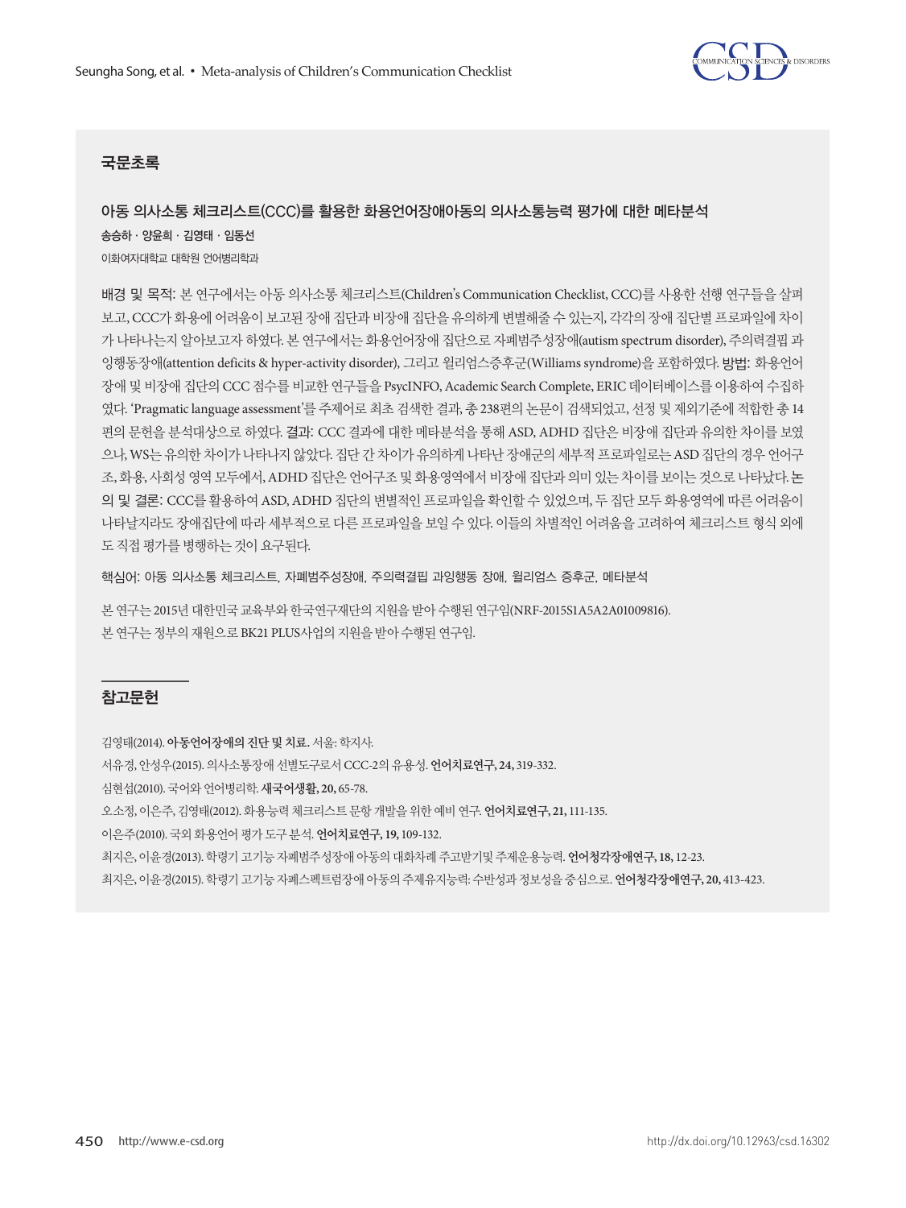## 국문초록

### 아동 의사소통 체크리스트(CCC)를 활용한 화용언어장애아동의 의사소통능력 평가에 대한 메타분석

**송승하 · 양윤희 · 김영태 · 임동선**

이화여자대학교 대학원 언어병리학과

**배경 및 목적:** 본 연구에서는 아동 의사소통 체크리스트(Children's Communication Checklist, CCC)를 사용한 선행 연구들을 살펴보고, CCC가 화용에 어려움이 보고된 장애 집단과 비장애 집단을 유의하게 변별해줄 수 있는지, 각각의 장애 집단별 프로파일에 차이가 나타나는지 알아보고자 하였다. 본 연구에서는 화용언어장애 집단으로 자폐범주성장애(autism spectrum disorder), 주의력결핍 과잉행동장애(attention deficits & hyper-activity disorder), 그리고 윌리엄스증후군(Williams syndrome)을 포함하였다. **방법:** 화용언어장애 및 비장애 집단의 CCC 점수를 비교한 연구들을 PsycINFO, Academic Search Complete, ERIC 데이터베이스를 이용하여 수집하였다. 'Pragmatic language assessment'를 주제어로 최초 검색한 결과, 총 238편의 논문이 검색되었고, 선정 및 제외기준에 적합한 총 14편의 문헌을 분석대상으로 하였다. **결과:** CCC 결과에 대한 메타분석을 통해 ASD, ADHD 집단은 비장애 집단과 유의한 차이를 보였으나, WS는 유의한 차이가 나타나지 않았다. 집단 간 차이가 유의하게 나타난 장애군의 세부적 프로파일로는 ASD 집단의 경우 언어구조, 화용, 사회성 영역 모두에서, ADHD 집단은 언어구조 및 화용영역에서 비장애 집단과 의미 있는 차이를 보이는 것으로 나타났다. **논의 및 결론:** CCC를 활용하여 ASD, ADHD 집단의 변별적인 프로파일을 확인할 수 있었으며, 두 집단 모두 화용영역에 따른 어려움이 나타날지라도 장애집단에 따라 세부적으로 다른 프로파일을 보일 수 있다. 이들의 차별적인 어려움을 고려하여 체크리스트 형식 외에도 직접 평가를 병행하는 것이 요구된다.

핵심어: 아동 의사소통 체크리스트, 자폐범주성장애, 주의력결핍 과잉행동 장애, 윌리엄스 증후군, 메타분석

본 연구는 2015년 대한민국 교육부와 한국연구재단의 지원을 받아 수행된 연구임(NRF-2015S1A5A2A01009816).
본 연구는 정부의 재원으로 BK21 PLUS사업의 지원을 받아 수행된 연구임.

## 참고문헌

김영태(2014). **아동언어장애의 진단 및 치료.** 서울: 학지사.

서유경, 안성우(2015). 의사소통장애 선별도구로서 CCC-2의 유용성. **언어치료연구, 24,** 319-332.

심현섭(2010). 국어와 언어병리학. **새국어생활, 20,** 65-78.

오소정, 이은주, 김영태(2012). 화용능력 체크리스트 문항 개발을 위한 예비 연구. **언어치료연구, 21,** 111-135.

이은주(2010). 국외 화용언어 평가 도구 분석. **언어치료연구, 19,** 109-132.

최지은, 이윤경(2013). 학령기 고기능 자폐범주성장애 아동의 대화차례 주고받기및 주제운용능력. **언어청각장애연구, 18,** 12-23.

최지은, 이윤경(2015). 학령기 고기능 자폐스펙트럼장애 아동의 주제유지능력: 수반성과 정보성을 중심으로. **언어청각장애연구, 20,** 413-423.